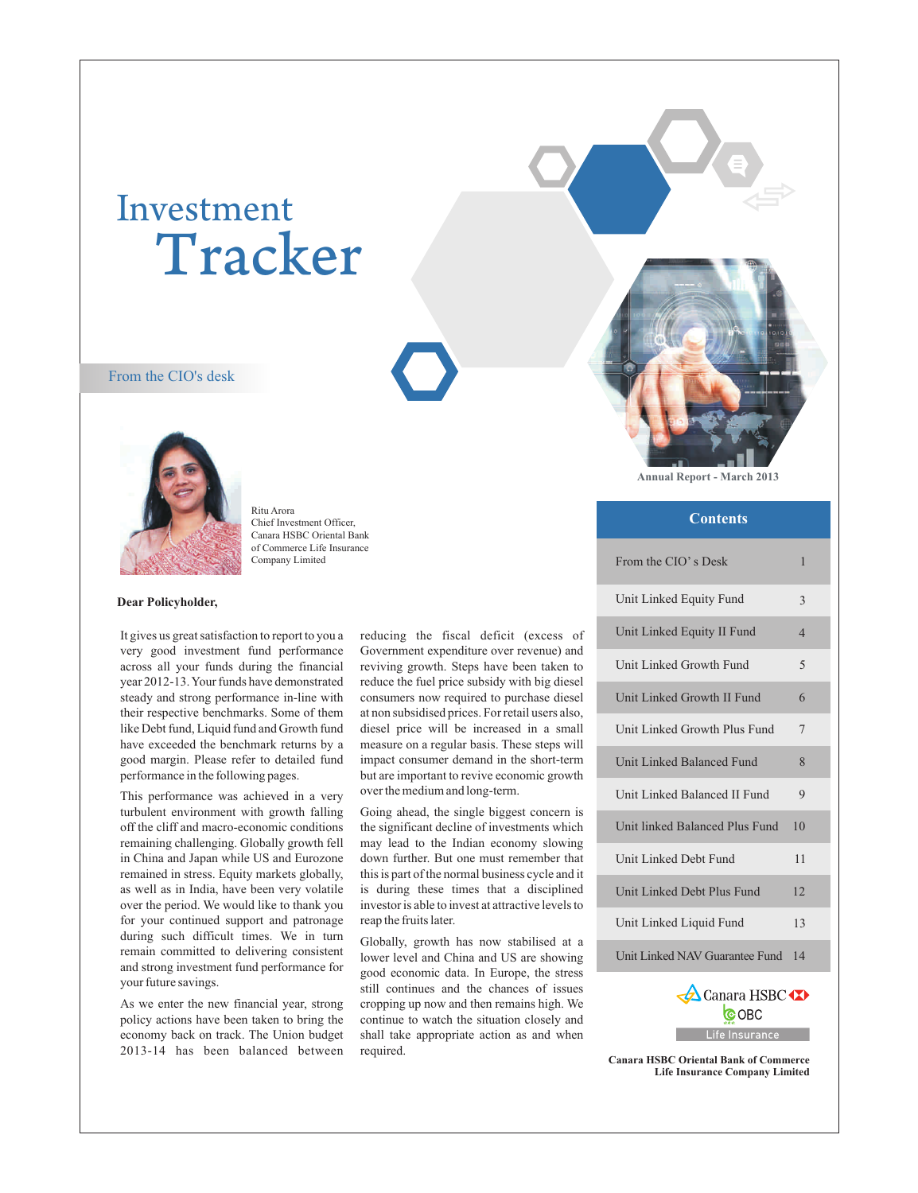# Investment Tracker

Annual Report - March 2013

## From the CIO's desk

Ritu Arora
Chief Investment Officer,
Canara HSBC Oriental Bank of Commerce Life Insurance Company Limited

**Dear Policyholder,**

It gives us great satisfaction to report to you a very good investment fund performance across all your funds during the financial year 2012-13. Your funds have demonstrated steady and strong performance in-line with their respective benchmarks. Some of them like Debt fund, Liquid fund and Growth fund have exceeded the benchmark returns by a good margin. Please refer to detailed fund performance in the following pages.

This performance was achieved in a very turbulent environment with growth falling off the cliff and macro-economic conditions remaining challenging. Globally growth fell in China and Japan while US and Eurozone remained in stress. Equity markets globally, as well as in India, have been very volatile over the period. We would like to thank you for your continued support and patronage during such difficult times. We in turn remain committed to delivering consistent and strong investment fund performance for your future savings.

As we enter the new financial year, strong policy actions have been taken to bring the economy back on track. The Union budget 2013-14 has been balanced between reducing the fiscal deficit (excess of Government expenditure over revenue) and reviving growth. Steps have been taken to reduce the fuel price subsidy with big diesel consumers now required to purchase diesel at non subsidised prices. For retail users also, diesel price will be increased in a small measure on a regular basis. These steps will impact consumer demand in the short-term but are important to revive economic growth over the medium and long-term.

Going ahead, the single biggest concern is the significant decline of investments which may lead to the Indian economy slowing down further. But one must remember that this is part of the normal business cycle and it is during these times that a disciplined investor is able to invest at attractive levels to reap the fruits later.

Globally, growth has now stabilised at a lower level and China and US are showing good economic data. In Europe, the stress still continues and the chances of issues cropping up now and then remains high. We continue to watch the situation closely and shall take appropriate action as and when required.

## Contents

| Contents | |
|---|---|
| From the CIO's Desk | 1 |
| Unit Linked Equity Fund | 3 |
| Unit Linked Equity II Fund | 4 |
| Unit Linked Growth Fund | 5 |
| Unit Linked Growth II Fund | 6 |
| Unit Linked Growth Plus Fund | 7 |
| Unit Linked Balanced Fund | 8 |
| Unit Linked Balanced II Fund | 9 |
| Unit linked Balanced Plus Fund | 10 |
| Unit Linked Debt Fund | 11 |
| Unit Linked Debt Plus Fund | 12 |
| Unit Linked Liquid Fund | 13 |
| Unit Linked NAV Guarantee Fund | 14 |

Canara HSBC OBC Life Insurance

**Canara HSBC Oriental Bank of Commerce Life Insurance Company Limited**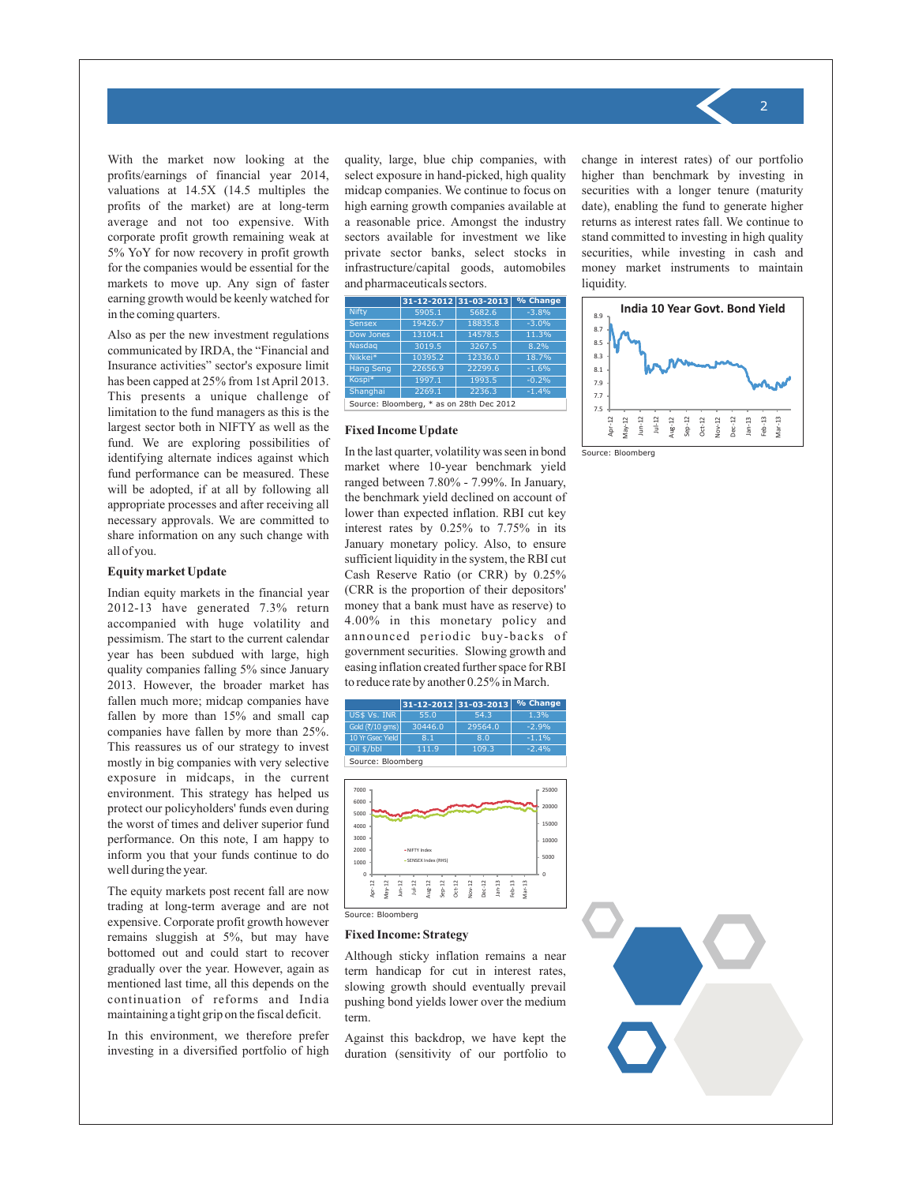With the market now looking at the profits/earnings of financial year 2014, valuations at 14.5X (14.5 multiples the profits of the market) are at long-term average and not too expensive. With corporate profit growth remaining weak at 5% YoY for now recovery in profit growth for the companies would be essential for the markets to move up. Any sign of faster earning growth would be keenly watched for in the coming quarters.

Also as per the new investment regulations communicated by IRDA, the "Financial and Insurance activities" sector's exposure limit has been capped at 25% from 1st April 2013. This presents a unique challenge of limitation to the fund managers as this is the largest sector both in NIFTY as well as the fund. We are exploring possibilities of identifying alternate indices against which fund performance can be measured. These will be adopted, if at all by following all appropriate processes and after receiving all necessary approvals. We are committed to share information on any such change with all of you.

**Equity market Update**

Indian equity markets in the financial year 2012-13 have generated 7.3% return accompanied with huge volatility and pessimism. The start to the current calendar year has been subdued with large, high quality companies falling 5% since January 2013. However, the broader market has fallen much more; midcap companies have fallen by more than 15% and small cap companies have fallen by more than 25%. This reassures us of our strategy to invest mostly in big companies with very selective exposure in midcaps, in the current environment. This strategy has helped us protect our policyholders' funds even during the worst of times and deliver superior fund performance. On this note, I am happy to inform you that your funds continue to do well during the year.

The equity markets post recent fall are now trading at long-term average and are not expensive. Corporate profit growth however remains sluggish at 5%, but may have bottomed out and could start to recover gradually over the year. However, again as mentioned last time, all this depends on the continuation of reforms and India maintaining a tight grip on the fiscal deficit.

In this environment, we therefore prefer investing in a diversified portfolio of high quality, large, blue chip companies, with select exposure in hand-picked, high quality midcap companies. We continue to focus on high earning growth companies available at a reasonable price. Amongst the industry sectors available for investment we like private sector banks, select stocks in infrastructure/capital goods, automobiles and pharmaceuticals sectors.

| | 31-12-2012 | 31-03-2013 | % Change |
|---|---|---|---|
| Nifty | 5905.1 | 5682.6 | -3.8% |
| Sensex | 19426.7 | 18835.8 | -3.0% |
| Dow Jones | 13104.1 | 14578.5 | 11.3% |
| Nasdaq | 3019.5 | 3267.5 | 8.2% |
| Nikkei* | 10395.2 | 12336.0 | 18.7% |
| Hang Seng | 22656.9 | 22299.6 | -1.6% |
| Kospi* | 1997.1 | 1993.5 | -0.2% |
| Shanghai | 2269.1 | 2236.3 | -1.4% |

Source: Bloomberg, * as on 28th Dec 2012

**Fixed Income Update**

In the last quarter, volatility was seen in bond market where 10-year benchmark yield ranged between 7.80% - 7.99%. In January, the benchmark yield declined on account of lower than expected inflation. RBI cut key interest rates by 0.25% to 7.75% in its January monetary policy. Also, to ensure sufficient liquidity in the system, the RBI cut Cash Reserve Ratio (or CRR) by 0.25% (CRR is the proportion of their depositors' money that a bank must have as reserve) to 4.00% in this monetary policy and announced periodic buy-backs of government securities. Slowing growth and easing inflation created further space for RBI to reduce rate by another 0.25% in March.

| | 31-12-2012 | 31-03-2013 | % Change |
|---|---|---|---|
| US$ Vs. INR | 55.0 | 54.3 | 1.3% |
| Gold (₹/10 gms) | 30446.0 | 29564.0 | -2.9% |
| 10 Yr Gsec Yield | 8.1 | 8.0 | -1.1% |
| Oil $/bbl | 111.9 | 109.3 | -2.4% |

Source: Bloomberg

Source: Bloomberg

**Fixed Income: Strategy**

Although sticky inflation remains a near term handicap for cut in interest rates, slowing growth should eventually prevail pushing bond yields lower over the medium term.

Against this backdrop, we have kept the duration (sensitivity of our portfolio to change in interest rates) of our portfolio higher than benchmark by investing in securities with a longer tenure (maturity date), enabling the fund to generate higher returns as interest rates fall. We continue to stand committed to investing in high quality securities, while investing in cash and money market instruments to maintain liquidity.

Source: Bloomberg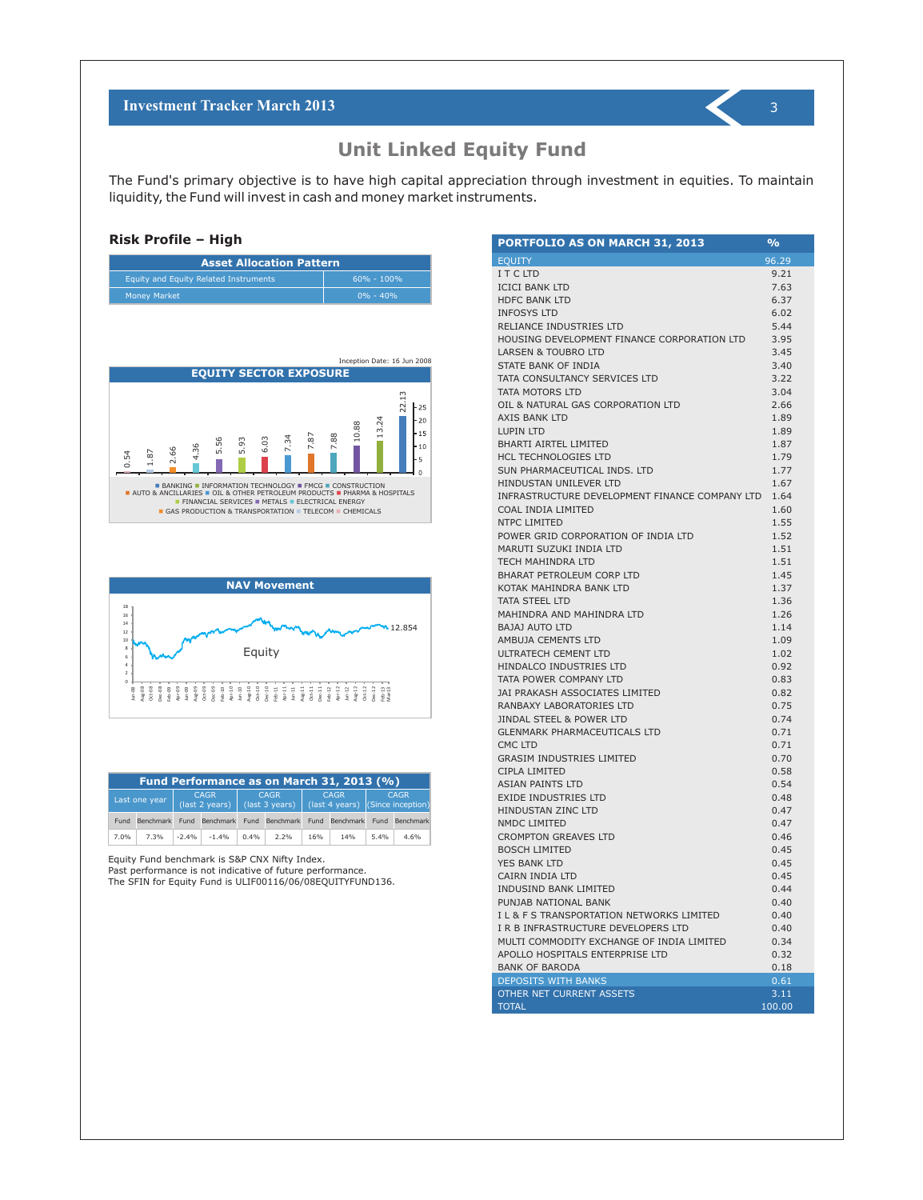# Unit Linked Equity Fund

The Fund's primary objective is to have high capital appreciation through investment in equities. To maintain liquidity, the Fund will invest in cash and money market instruments.

**Risk Profile – High**

| Asset Allocation Pattern | |
|---|---|
| Equity and Equity Related Instruments | 60% - 100% |
| Money Market | 0% - 40% |

Inception Date: 16 Jun 2008

**EQUITY SECTOR EXPOSURE**

| Sector | % |
|---|---|
| BANKING | 22.13 |
| INFORMATION TECHNOLOGY | 13.24 |
| FMCG | 10.88 |
| CONSTRUCTION | 7.88 |
| AUTO & ANCILLARIES | 7.87 |
| OIL & OTHER PETROLEUM PRODUCTS | 7.34 |
| PHARMA & HOSPITALS | 6.03 |
| FINANCIAL SERVICES | 5.93 |
| METALS | 5.56 |
| ELECTRICAL ENERGY | 4.36 |
| GAS PRODUCTION & TRANSPORTATION | 2.66 |
| TELECOM | 1.87 |
| CHEMICALS | 0.54 |

**NAV Movement**

Equity: 12.854

| Fund Performance as on March 31, 2013 (%) | | | | | | | | | |
|---|---|---|---|---|---|---|---|---|---|
| Last one year | | CAGR (last 2 years) | | CAGR (last 3 years) | | CAGR (last 4 years) | | CAGR (Since inception) | |
| Fund | Benchmark | Fund | Benchmark | Fund | Benchmark | Fund | Benchmark | Fund | Benchmark |
| 7.0% | 7.3% | -2.4% | -1.4% | 0.4% | 2.2% | 16% | 14% | 5.4% | 4.6% |

Equity Fund benchmark is S&P CNX Nifty Index.
Past performance is not indicative of future performance.
The SFIN for Equity Fund is ULIF00116/06/08EQUITYFUND136.

| PORTFOLIO AS ON MARCH 31, 2013 | % |
|---|---|
| EQUITY | 96.29 |
| I T C LTD | 9.21 |
| ICICI BANK LTD | 7.63 |
| HDFC BANK LTD | 6.37 |
| INFOSYS LTD | 6.02 |
| RELIANCE INDUSTRIES LTD | 5.44 |
| HOUSING DEVELOPMENT FINANCE CORPORATION LTD | 3.95 |
| LARSEN & TOUBRO LTD | 3.45 |
| STATE BANK OF INDIA | 3.40 |
| TATA CONSULTANCY SERVICES LTD | 3.22 |
| TATA MOTORS LTD | 3.04 |
| OIL & NATURAL GAS CORPORATION LTD | 2.66 |
| AXIS BANK LTD | 1.89 |
| LUPIN LTD | 1.89 |
| BHARTI AIRTEL LIMITED | 1.87 |
| HCL TECHNOLOGIES LTD | 1.79 |
| SUN PHARMACEUTICAL INDS. LTD | 1.77 |
| HINDUSTAN UNILEVER LTD | 1.67 |
| INFRASTRUCTURE DEVELOPMENT FINANCE COMPANY LTD | 1.64 |
| COAL INDIA LIMITED | 1.60 |
| NTPC LIMITED | 1.55 |
| POWER GRID CORPORATION OF INDIA LTD | 1.52 |
| MARUTI SUZUKI INDIA LTD | 1.51 |
| TECH MAHINDRA LTD | 1.51 |
| BHARAT PETROLEUM CORP LTD | 1.45 |
| KOTAK MAHINDRA BANK LTD | 1.37 |
| TATA STEEL LTD | 1.36 |
| MAHINDRA AND MAHINDRA LTD | 1.26 |
| BAJAJ AUTO LTD | 1.14 |
| AMBUJA CEMENTS LTD | 1.09 |
| ULTRATECH CEMENT LTD | 1.02 |
| HINDALCO INDUSTRIES LTD | 0.92 |
| TATA POWER COMPANY LTD | 0.83 |
| JAI PRAKASH ASSOCIATES LIMITED | 0.82 |
| RANBAXY LABORATORIES LTD | 0.75 |
| JINDAL STEEL & POWER LTD | 0.74 |
| GLENMARK PHARMACEUTICALS LTD | 0.71 |
| CMC LTD | 0.71 |
| GRASIM INDUSTRIES LIMITED | 0.70 |
| CIPLA LIMITED | 0.58 |
| ASIAN PAINTS LTD | 0.54 |
| EXIDE INDUSTRIES LTD | 0.48 |
| HINDUSTAN ZINC LTD | 0.47 |
| NMDC LIMITED | 0.47 |
| CROMPTON GREAVES LTD | 0.46 |
| BOSCH LIMITED | 0.45 |
| YES BANK LTD | 0.45 |
| CAIRN INDIA LTD | 0.45 |
| INDUSIND BANK LIMITED | 0.44 |
| PUNJAB NATIONAL BANK | 0.40 |
| I L & F S TRANSPORTATION NETWORKS LIMITED | 0.40 |
| I R B INFRASTRUCTURE DEVELOPERS LTD | 0.40 |
| MULTI COMMODITY EXCHANGE OF INDIA LIMITED | 0.34 |
| APOLLO HOSPITALS ENTERPRISE LTD | 0.32 |
| BANK OF BARODA | 0.18 |
| DEPOSITS WITH BANKS | 0.61 |
| OTHER NET CURRENT ASSETS | 3.11 |
| TOTAL | 100.00 |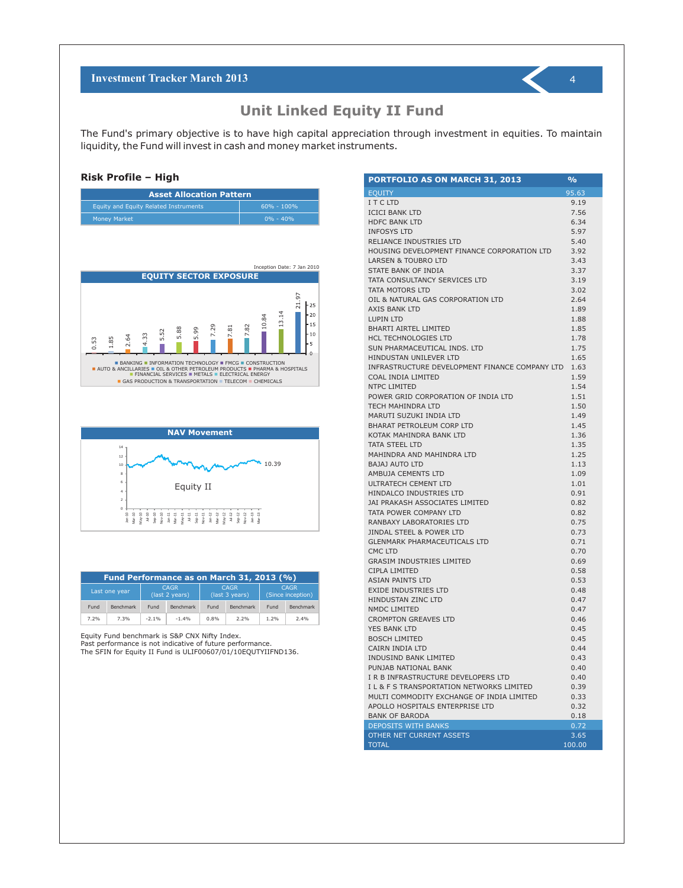# Unit Linked Equity II Fund

The Fund's primary objective is to have high capital appreciation through investment in equities. To maintain liquidity, the Fund will invest in cash and money market instruments.

### Risk Profile – High

| Asset Allocation Pattern | |
|---|---|
| Equity and Equity Related Instruments | 60% - 100% |
| Money Market | 0% - 40% |

Inception Date: 7 Jan 2010

**EQUITY SECTOR EXPOSURE**

| Sector | % |
|---|---|
| BANKING | 21.97 |
| INFORMATION TECHNOLOGY | 13.14 |
| FMCG | 10.84 |
| CONSTRUCTION | 7.82 |
| AUTO & ANCILLARIES | 7.81 |
| OIL & OTHER PETROLEUM PRODUCTS | 7.29 |
| PHARMA & HOSPITALS | 5.99 |
| FINANCIAL SERVICES | 5.88 |
| METALS | 5.52 |
| ELECTRICAL ENERGY | 4.33 |
| GAS PRODUCTION & TRANSPORTATION | 2.64 |
| TELECOM | 1.85 |
| CHEMICALS | 0.53 |

**NAV Movement**

Equity II: 10.39

| Fund Performance as on March 31, 2013 (%) | | | | | | | |
|---|---|---|---|---|---|---|---|
| Last one year | | CAGR (last 2 years) | | CAGR (last 3 years) | | CAGR (Since inception) | |
| Fund | Benchmark | Fund | Benchmark | Fund | Benchmark | Fund | Benchmark |
| 7.2% | 7.3% | -2.1% | -1.4% | 0.8% | 2.2% | 1.2% | 2.4% |

Equity Fund benchmark is S&P CNX Nifty Index.
Past performance is not indicative of future performance.
The SFIN for Equity II Fund is ULIF00607/01/10EQUTYIIFND136.

| PORTFOLIO AS ON MARCH 31, 2013 | % |
|---|---|
| EQUITY | 95.63 |
| I T C LTD | 9.19 |
| ICICI BANK LTD | 7.56 |
| HDFC BANK LTD | 6.34 |
| INFOSYS LTD | 5.97 |
| RELIANCE INDUSTRIES LTD | 5.40 |
| HOUSING DEVELOPMENT FINANCE CORPORATION LTD | 3.92 |
| LARSEN & TOUBRO LTD | 3.43 |
| STATE BANK OF INDIA | 3.37 |
| TATA CONSULTANCY SERVICES LTD | 3.19 |
| TATA MOTORS LTD | 3.02 |
| OIL & NATURAL GAS CORPORATION LTD | 2.64 |
| AXIS BANK LTD | 1.89 |
| LUPIN LTD | 1.88 |
| BHARTI AIRTEL LIMITED | 1.85 |
| HCL TECHNOLOGIES LTD | 1.78 |
| SUN PHARMACEUTICAL INDS. LTD | 1.75 |
| HINDUSTAN UNILEVER LTD | 1.65 |
| INFRASTRUCTURE DEVELOPMENT FINANCE COMPANY LTD | 1.63 |
| COAL INDIA LIMITED | 1.59 |
| NTPC LIMITED | 1.54 |
| POWER GRID CORPORATION OF INDIA LTD | 1.51 |
| TECH MAHINDRA LTD | 1.50 |
| MARUTI SUZUKI INDIA LTD | 1.49 |
| BHARAT PETROLEUM CORP LTD | 1.45 |
| KOTAK MAHINDRA BANK LTD | 1.36 |
| TATA STEEL LTD | 1.35 |
| MAHINDRA AND MAHINDRA LTD | 1.25 |
| BAJAJ AUTO LTD | 1.13 |
| AMBUJA CEMENTS LTD | 1.09 |
| ULTRATECH CEMENT LTD | 1.01 |
| HINDALCO INDUSTRIES LTD | 0.91 |
| JAI PRAKASH ASSOCIATES LIMITED | 0.82 |
| TATA POWER COMPANY LTD | 0.82 |
| RANBAXY LABORATORIES LTD | 0.75 |
| JINDAL STEEL & POWER LTD | 0.73 |
| GLENMARK PHARMACEUTICALS LTD | 0.71 |
| CMC LTD | 0.70 |
| GRASIM INDUSTRIES LIMITED | 0.69 |
| CIPLA LIMITED | 0.58 |
| ASIAN PAINTS LTD | 0.53 |
| EXIDE INDUSTRIES LTD | 0.48 |
| HINDUSTAN ZINC LTD | 0.47 |
| NMDC LIMITED | 0.47 |
| CROMPTON GREAVES LTD | 0.46 |
| YES BANK LTD | 0.45 |
| BOSCH LIMITED | 0.45 |
| CAIRN INDIA LTD | 0.44 |
| INDUSIND BANK LIMITED | 0.43 |
| PUNJAB NATIONAL BANK | 0.40 |
| I R B INFRASTRUCTURE DEVELOPERS LTD | 0.40 |
| I L & F S TRANSPORTATION NETWORKS LIMITED | 0.39 |
| MULTI COMMODITY EXCHANGE OF INDIA LIMITED | 0.33 |
| APOLLO HOSPITALS ENTERPRISE LTD | 0.32 |
| BANK OF BARODA | 0.18 |
| DEPOSITS WITH BANKS | 0.72 |
| OTHER NET CURRENT ASSETS | 3.65 |
| TOTAL | 100.00 |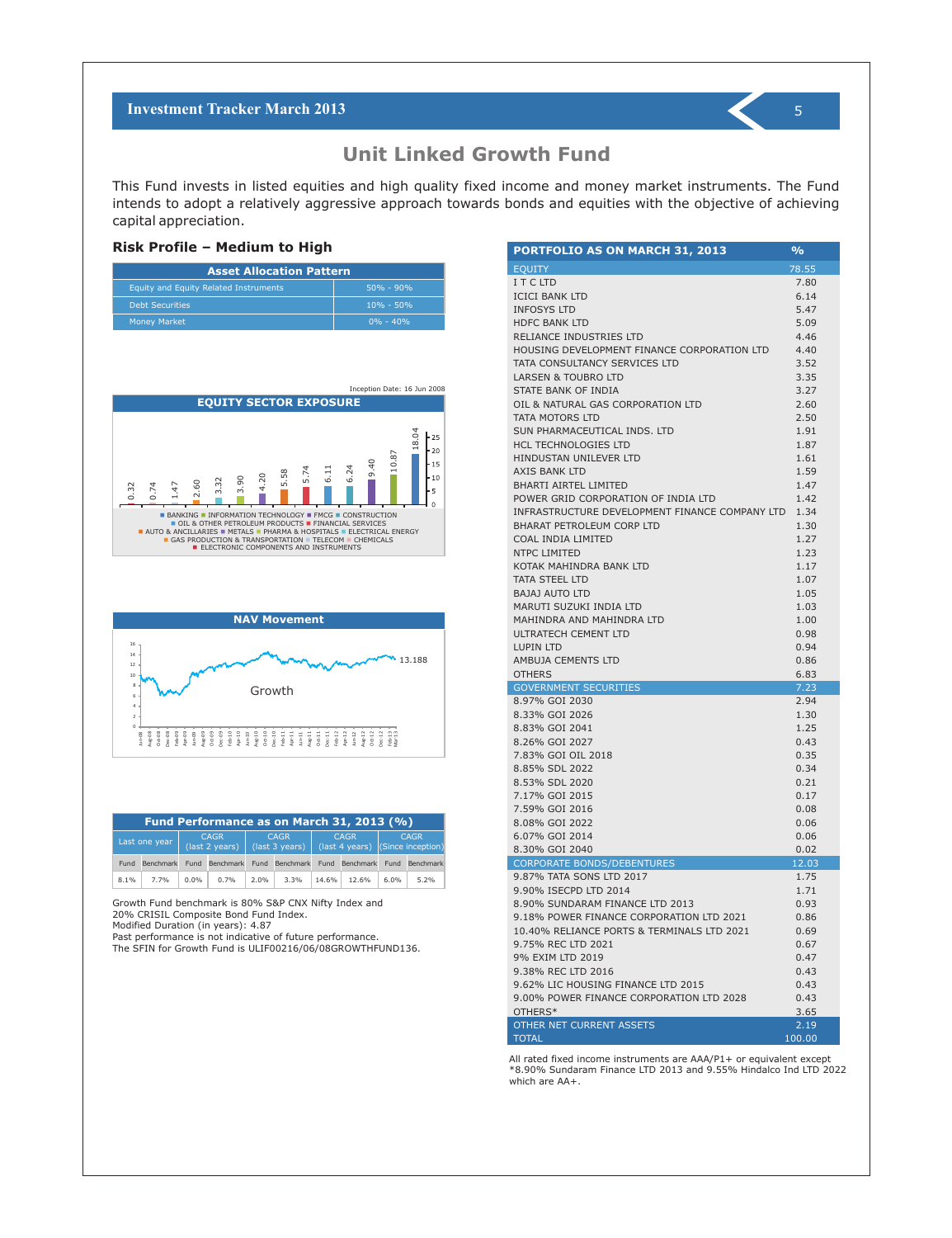# Unit Linked Growth Fund

This Fund invests in listed equities and high quality fixed income and money market instruments. The Fund intends to adopt a relatively aggressive approach towards bonds and equities with the objective of achieving capital appreciation.

### Risk Profile – Medium to High

| Asset Allocation Pattern | |
|---|---|
| Equity and Equity Related Instruments | 50% - 90% |
| Debt Securities | 10% - 50% |
| Money Market | 0% - 40% |

Inception Date: 16 Jun 2008

**EQUITY SECTOR EXPOSURE**

0.32, 0.74, 1.47, 2.60, 3.32, 3.90, 4.20, 5.58, 5.74, 6.11, 6.24, 9.40, 10.87, 18.04

BANKING, INFORMATION TECHNOLOGY, FMCG, CONSTRUCTION, OIL & OTHER PETROLEUM PRODUCTS, FINANCIAL SERVICES, AUTO & ANCILLARIES, METALS, PHARMA & HOSPITALS, ELECTRICAL ENERGY, GAS PRODUCTION & TRANSPORTATION, TELECOM, CHEMICALS, ELECTRONIC COMPONENTS AND INSTRUMENTS

**NAV Movement**

Growth 13.188

| Fund Performance as on March 31, 2013 (%) | | | | | | | | | |
|---|---|---|---|---|---|---|---|---|---|
| Last one year | | CAGR (last 2 years) | | CAGR (last 3 years) | | CAGR (last 4 years) | | CAGR (Since inception) | |
| Fund | Benchmark | Fund | Benchmark | Fund | Benchmark | Fund | Benchmark | Fund | Benchmark |
| 8.1% | 7.7% | 0.0% | 0.7% | 2.0% | 3.3% | 14.6% | 12.6% | 6.0% | 5.2% |

Growth Fund benchmark is 80% S&P CNX Nifty Index and 20% CRISIL Composite Bond Fund Index.
Modified Duration (in years): 4.87
Past performance is not indicative of future performance.
The SFIN for Growth Fund is ULIF00216/06/08GROWTHFUND136.

| PORTFOLIO AS ON MARCH 31, 2013 | % |
|---|---|
| EQUITY | 78.55 |
| I T C LTD | 7.80 |
| ICICI BANK LTD | 6.14 |
| INFOSYS LTD | 5.47 |
| HDFC BANK LTD | 5.09 |
| RELIANCE INDUSTRIES LTD | 4.46 |
| HOUSING DEVELOPMENT FINANCE CORPORATION LTD | 4.40 |
| TATA CONSULTANCY SERVICES LTD | 3.52 |
| LARSEN & TOUBRO LTD | 3.35 |
| STATE BANK OF INDIA | 3.27 |
| OIL & NATURAL GAS CORPORATION LTD | 2.60 |
| TATA MOTORS LTD | 2.50 |
| SUN PHARMACEUTICAL INDS. LTD | 1.91 |
| HCL TECHNOLOGIES LTD | 1.87 |
| HINDUSTAN UNILEVER LTD | 1.61 |
| AXIS BANK LTD | 1.59 |
| BHARTI AIRTEL LIMITED | 1.47 |
| POWER GRID CORPORATION OF INDIA LTD | 1.42 |
| INFRASTRUCTURE DEVELOPMENT FINANCE COMPANY LTD | 1.34 |
| BHARAT PETROLEUM CORP LTD | 1.30 |
| COAL INDIA LIMITED | 1.27 |
| NTPC LIMITED | 1.23 |
| KOTAK MAHINDRA BANK LTD | 1.17 |
| TATA STEEL LTD | 1.07 |
| BAJAJ AUTO LTD | 1.05 |
| MARUTI SUZUKI INDIA LTD | 1.03 |
| MAHINDRA AND MAHINDRA LTD | 1.00 |
| ULTRATECH CEMENT LTD | 0.98 |
| LUPIN LTD | 0.94 |
| AMBUJA CEMENTS LTD | 0.86 |
| OTHERS | 6.83 |
| GOVERNMENT SECURITIES | 7.23 |
| 8.97% GOI 2030 | 2.94 |
| 8.33% GOI 2026 | 1.30 |
| 8.83% GOI 2041 | 1.25 |
| 8.26% GOI 2027 | 0.43 |
| 7.83% GOI OIL 2018 | 0.35 |
| 8.85% SDL 2022 | 0.34 |
| 8.53% SDL 2020 | 0.21 |
| 7.17% GOI 2015 | 0.17 |
| 7.59% GOI 2016 | 0.08 |
| 8.08% GOI 2022 | 0.06 |
| 6.07% GOI 2014 | 0.06 |
| 8.30% GOI 2040 | 0.02 |
| CORPORATE BONDS/DEBENTURES | 12.03 |
| 9.87% TATA SONS LTD 2017 | 1.75 |
| 9.90% ISECPD LTD 2014 | 1.71 |
| 8.90% SUNDARAM FINANCE LTD 2013 | 0.93 |
| 9.18% POWER FINANCE CORPORATION LTD 2021 | 0.86 |
| 10.40% RELIANCE PORTS & TERMINALS LTD 2021 | 0.69 |
| 9.75% REC LTD 2021 | 0.67 |
| 9% EXIM LTD 2019 | 0.47 |
| 9.38% REC LTD 2016 | 0.43 |
| 9.62% LIC HOUSING FINANCE LTD 2015 | 0.43 |
| 9.00% POWER FINANCE CORPORATION LTD 2028 | 0.43 |
| OTHERS* | 3.65 |
| OTHER NET CURRENT ASSETS | 2.19 |
| TOTAL | 100.00 |

All rated fixed income instruments are AAA/P1+ or equivalent except *8.90% Sundaram Finance LTD 2013 and 9.55% Hindalco Ind LTD 2022 which are AA+.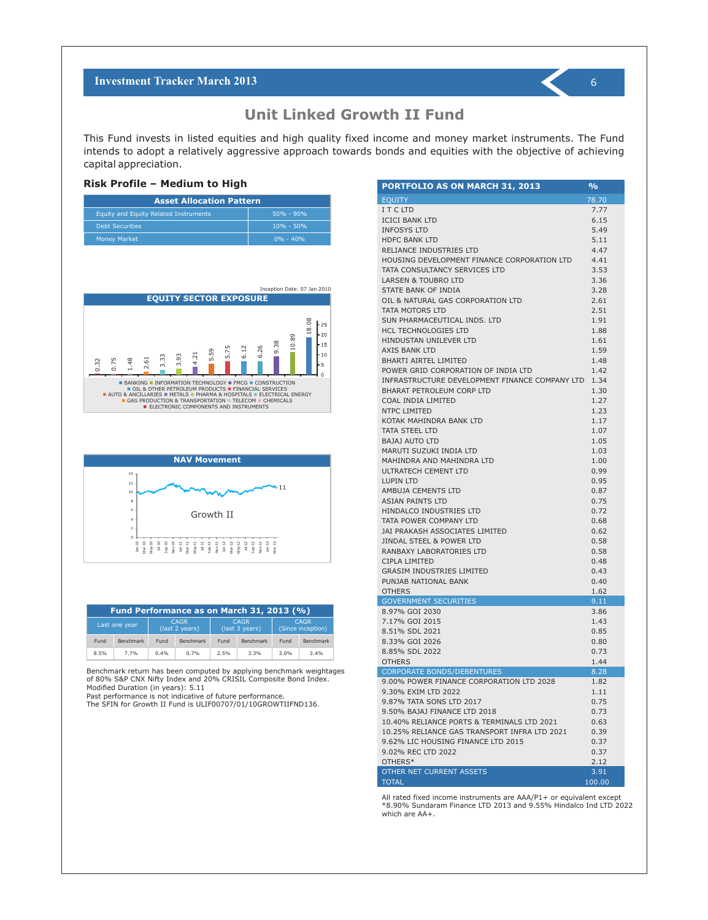# Unit Linked Growth II Fund

This Fund invests in listed equities and high quality fixed income and money market instruments. The Fund intends to adopt a relatively aggressive approach towards bonds and equities with the objective of achieving capital appreciation.

## Risk Profile – Medium to High

| Asset Allocation Pattern | |
|---|---|
| Equity and Equity Related Instruments | 50% - 90% |
| Debt Securities | 10% - 50% |
| Money Market | 0% - 40% |

Inception Date: 07 Jan 2010

**EQUITY SECTOR EXPOSURE**

0.32, 0.75, 1.48, 2.61, 3.33, 3.93, 4.21, 5.59, 5.75, 6.12, 6.26, 9.38, 10.89, 18.08

BANKING, INFORMATION TECHNOLOGY, FMCG, CONSTRUCTION, OIL & OTHER PETROLEUM PRODUCTS, FINANCIAL SERVICES, AUTO & ANCILLARIES, METALS, PHARMA & HOSPITALS, ELECTRICAL ENERGY, GAS PRODUCTION & TRANSPORTATION, TELECOM, CHEMICALS, ELECTRONIC COMPONENTS AND INSTRUMENTS

**NAV Movement**

Growth II — 11

| Fund Performance as on March 31, 2013 (%) | | | | | | | |
|---|---|---|---|---|---|---|---|
| Last one year | | CAGR (last 2 years) | | CAGR (last 3 years) | | CAGR (Since inception) | |
| Fund | Benchmark | Fund | Benchmark | Fund | Benchmark | Fund | Benchmark |
| 8.5% | 7.7% | 0.4% | 0.7% | 2.5% | 3.3% | 3.0% | 3.4% |

Benchmark return has been computed by applying benchmark weightages of 80% S&P CNX Nifty Index and 20% CRISIL Composite Bond Index.
Modified Duration (in years): 5.11
Past performance is not indicative of future performance.
The SFIN for Growth II Fund is ULIF00707/01/10GROWTIIFND136.

| PORTFOLIO AS ON MARCH 31, 2013 | % |
|---|---|
| **EQUITY** | **78.70** |
| I T C LTD | 7.77 |
| ICICI BANK LTD | 6.15 |
| INFOSYS LTD | 5.49 |
| HDFC BANK LTD | 5.11 |
| RELIANCE INDUSTRIES LTD | 4.47 |
| HOUSING DEVELOPMENT FINANCE CORPORATION LTD | 4.41 |
| TATA CONSULTANCY SERVICES LTD | 3.53 |
| LARSEN & TOUBRO LTD | 3.36 |
| STATE BANK OF INDIA | 3.28 |
| OIL & NATURAL GAS CORPORATION LTD | 2.61 |
| TATA MOTORS LTD | 2.51 |
| SUN PHARMACEUTICAL INDS. LTD | 1.91 |
| HCL TECHNOLOGIES LTD | 1.88 |
| HINDUSTAN UNILEVER LTD | 1.61 |
| AXIS BANK LTD | 1.59 |
| BHARTI AIRTEL LIMITED | 1.48 |
| POWER GRID CORPORATION OF INDIA LTD | 1.42 |
| INFRASTRUCTURE DEVELOPMENT FINANCE COMPANY LTD | 1.34 |
| BHARAT PETROLEUM CORP LTD | 1.30 |
| COAL INDIA LIMITED | 1.27 |
| NTPC LIMITED | 1.23 |
| KOTAK MAHINDRA BANK LTD | 1.17 |
| TATA STEEL LTD | 1.07 |
| BAJAJ AUTO LTD | 1.05 |
| MARUTI SUZUKI INDIA LTD | 1.03 |
| MAHINDRA AND MAHINDRA LTD | 1.00 |
| ULTRATECH CEMENT LTD | 0.99 |
| LUPIN LTD | 0.95 |
| AMBUJA CEMENTS LTD | 0.87 |
| ASIAN PAINTS LTD | 0.75 |
| HINDALCO INDUSTRIES LTD | 0.72 |
| TATA POWER COMPANY LTD | 0.68 |
| JAI PRAKASH ASSOCIATES LIMITED | 0.62 |
| JINDAL STEEL & POWER LTD | 0.58 |
| RANBAXY LABORATORIES LTD | 0.58 |
| CIPLA LIMITED | 0.48 |
| GRASIM INDUSTRIES LIMITED | 0.43 |
| PUNJAB NATIONAL BANK | 0.40 |
| OTHERS | 1.62 |
| **GOVERNMENT SECURITIES** | **9.11** |
| 8.97% GOI 2030 | 3.86 |
| 7.17% GOI 2015 | 1.43 |
| 8.51% SDL 2021 | 0.85 |
| 8.33% GOI 2026 | 0.80 |
| 8.85% SDL 2022 | 0.73 |
| OTHERS | 1.44 |
| **CORPORATE BONDS/DEBENTURES** | **8.28** |
| 9.00% POWER FINANCE CORPORATION LTD 2028 | 1.82 |
| 9.30% EXIM LTD 2022 | 1.11 |
| 9.87% TATA SONS LTD 2017 | 0.75 |
| 9.50% BAJAJ FINANCE LTD 2018 | 0.73 |
| 10.40% RELIANCE PORTS & TERMINALS LTD 2021 | 0.63 |
| 10.25% RELIANCE GAS TRANSPORT INFRA LTD 2021 | 0.39 |
| 9.62% LIC HOUSING FINANCE LTD 2015 | 0.37 |
| 9.02% REC LTD 2022 | 0.37 |
| OTHERS* | 2.12 |
| **OTHER NET CURRENT ASSETS** | **3.91** |
| **TOTAL** | **100.00** |

All rated fixed income instruments are AAA/P1+ or equivalent except
*8.90% Sundaram Finance LTD 2013 and 9.55% Hindalco Ind LTD 2022 which are AA+.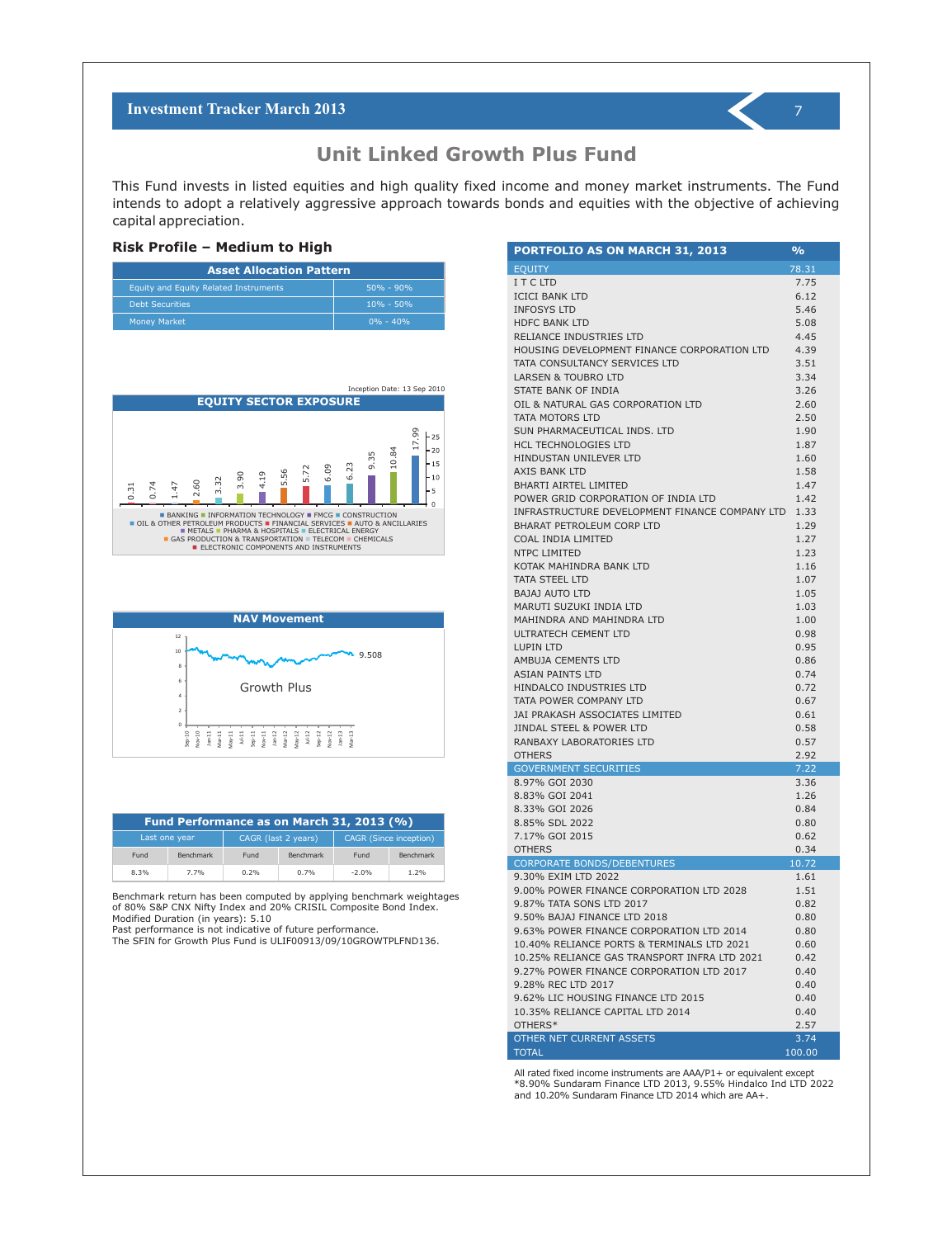# Unit Linked Growth Plus Fund

This Fund invests in listed equities and high quality fixed income and money market instruments. The Fund intends to adopt a relatively aggressive approach towards bonds and equities with the objective of achieving capital appreciation.

### Risk Profile – Medium to High

| Asset Allocation Pattern | |
|---|---|
| Equity and Equity Related Instruments | 50% - 90% |
| Debt Securities | 10% - 50% |
| Money Market | 0% - 40% |

Inception Date: 13 Sep 2010

**EQUITY SECTOR EXPOSURE**

0.31, 0.74, 1.47, 2.60, 3.32, 3.90, 4.19, 5.56, 5.72, 6.09, 6.23, 9.35, 10.84, 17.99

BANKING, INFORMATION TECHNOLOGY, FMCG, CONSTRUCTION, OIL & OTHER PETROLEUM PRODUCTS, FINANCIAL SERVICES, AUTO & ANCILLARIES, METALS, PHARMA & HOSPITALS, ELECTRICAL ENERGY, GAS PRODUCTION & TRANSPORTATION, TELECOM, CHEMICALS, ELECTRONIC COMPONENTS AND INSTRUMENTS

**NAV Movement**

Growth Plus: 9.508

| Fund Performance as on March 31, 2013 (%) | | | | | |
|---|---|---|---|---|---|
| Last one year | | CAGR (last 2 years) | | CAGR (Since inception) | |
| Fund | Benchmark | Fund | Benchmark | Fund | Benchmark |
| 8.3% | 7.7% | 0.2% | 0.7% | -2.0% | 1.2% |

Benchmark return has been computed by applying benchmark weightages of 80% S&P CNX Nifty Index and 20% CRISIL Composite Bond Index.
Modified Duration (in years): 5.10
Past performance is not indicative of future performance.
The SFIN for Growth Plus Fund is ULIF00913/09/10GROWTPLFND136.

| PORTFOLIO AS ON MARCH 31, 2013 | % |
|---|---|
| EQUITY | 78.31 |
| I T C LTD | 7.75 |
| ICICI BANK LTD | 6.12 |
| INFOSYS LTD | 5.46 |
| HDFC BANK LTD | 5.08 |
| RELIANCE INDUSTRIES LTD | 4.45 |
| HOUSING DEVELOPMENT FINANCE CORPORATION LTD | 4.39 |
| TATA CONSULTANCY SERVICES LTD | 3.51 |
| LARSEN & TOUBRO LTD | 3.34 |
| STATE BANK OF INDIA | 3.26 |
| OIL & NATURAL GAS CORPORATION LTD | 2.60 |
| TATA MOTORS LTD | 2.50 |
| SUN PHARMACEUTICAL INDS. LTD | 1.90 |
| HCL TECHNOLOGIES LTD | 1.87 |
| HINDUSTAN UNILEVER LTD | 1.60 |
| AXIS BANK LTD | 1.58 |
| BHARTI AIRTEL LIMITED | 1.47 |
| POWER GRID CORPORATION OF INDIA LTD | 1.42 |
| INFRASTRUCTURE DEVELOPMENT FINANCE COMPANY LTD | 1.33 |
| BHARAT PETROLEUM CORP LTD | 1.29 |
| COAL INDIA LIMITED | 1.27 |
| NTPC LIMITED | 1.23 |
| KOTAK MAHINDRA BANK LTD | 1.16 |
| TATA STEEL LTD | 1.07 |
| BAJAJ AUTO LTD | 1.05 |
| MARUTI SUZUKI INDIA LTD | 1.03 |
| MAHINDRA AND MAHINDRA LTD | 1.00 |
| ULTRATECH CEMENT LTD | 0.98 |
| LUPIN LTD | 0.95 |
| AMBUJA CEMENTS LTD | 0.86 |
| ASIAN PAINTS LTD | 0.74 |
| HINDALCO INDUSTRIES LTD | 0.72 |
| TATA POWER COMPANY LTD | 0.67 |
| JAI PRAKASH ASSOCIATES LIMITED | 0.61 |
| JINDAL STEEL & POWER LTD | 0.58 |
| RANBAXY LABORATORIES LTD | 0.57 |
| OTHERS | 2.92 |
| GOVERNMENT SECURITIES | 7.22 |
| 8.97% GOI 2030 | 3.36 |
| 8.83% GOI 2041 | 1.26 |
| 8.33% GOI 2026 | 0.84 |
| 8.85% SDL 2022 | 0.80 |
| 7.17% GOI 2015 | 0.62 |
| OTHERS | 0.34 |
| CORPORATE BONDS/DEBENTURES | 10.72 |
| 9.30% EXIM LTD 2022 | 1.61 |
| 9.00% POWER FINANCE CORPORATION LTD 2028 | 1.51 |
| 9.87% TATA SONS LTD 2017 | 0.82 |
| 9.50% BAJAJ FINANCE LTD 2018 | 0.80 |
| 9.63% POWER FINANCE CORPORATION LTD 2014 | 0.80 |
| 10.40% RELIANCE PORTS & TERMINALS LTD 2021 | 0.60 |
| 10.25% RELIANCE GAS TRANSPORT INFRA LTD 2021 | 0.42 |
| 9.27% POWER FINANCE CORPORATION LTD 2017 | 0.40 |
| 9.28% REC LTD 2017 | 0.40 |
| 9.62% LIC HOUSING FINANCE LTD 2015 | 0.40 |
| 10.35% RELIANCE CAPITAL LTD 2014 | 0.40 |
| OTHERS* | 2.57 |
| OTHER NET CURRENT ASSETS | 3.74 |
| TOTAL | 100.00 |

All rated fixed income instruments are AAA/P1+ or equivalent except
*8.90% Sundaram Finance LTD 2013, 9.55% Hindalco Ind LTD 2022 and 10.20% Sundaram Finance LTD 2014 which are AA+.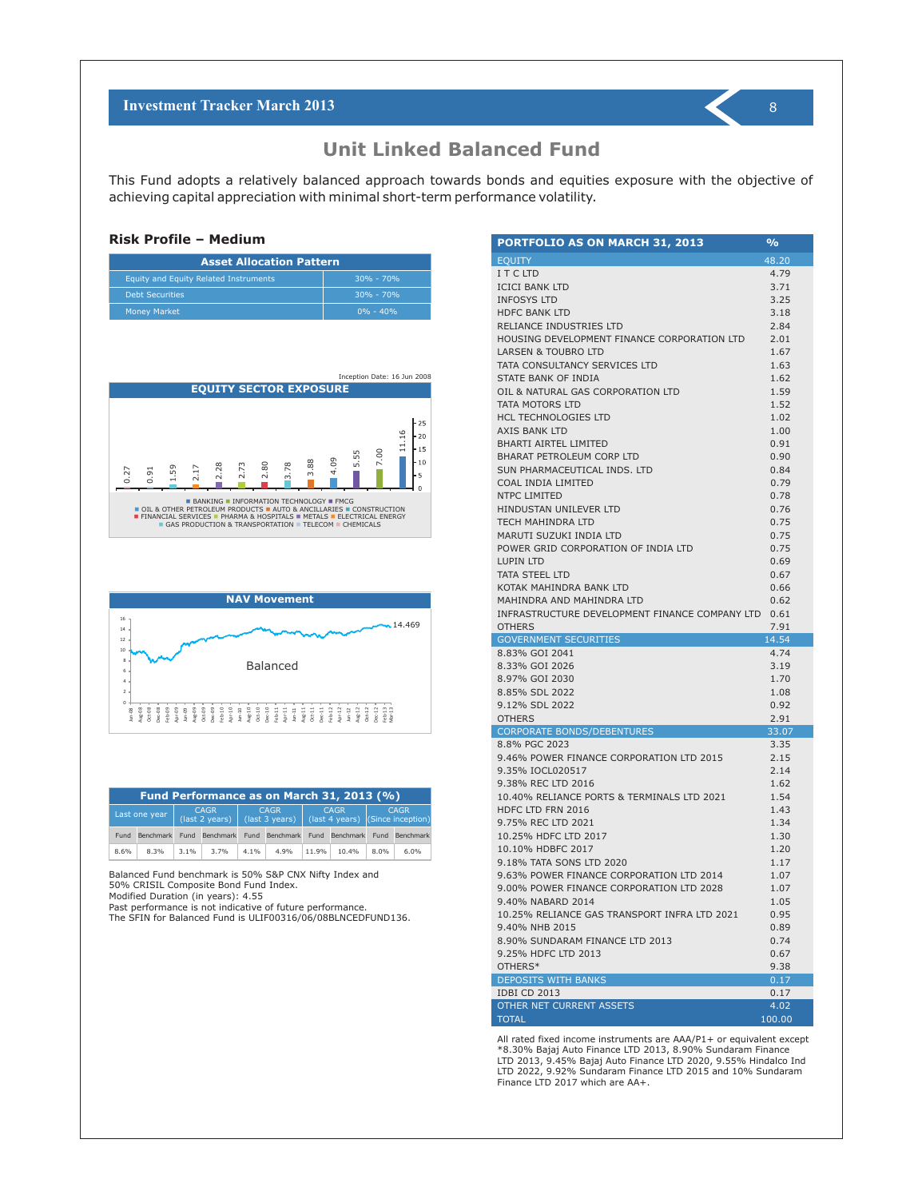# Unit Linked Balanced Fund

This Fund adopts a relatively balanced approach towards bonds and equities exposure with the objective of achieving capital appreciation with minimal short-term performance volatility.

### Risk Profile – Medium

| Asset Allocation Pattern | |
|---|---|
| Equity and Equity Related Instruments | 30% - 70% |
| Debt Securities | 30% - 70% |
| Money Market | 0% - 40% |

Inception Date: 16 Jun 2008

**EQUITY SECTOR EXPOSURE**

0.27, 0.91, 1.59, 2.17, 2.28, 2.73, 2.80, 3.78, 3.88, 4.09, 5.55, 7.00, 11.16

BANKING, INFORMATION TECHNOLOGY, FMCG, OIL & OTHER PETROLEUM PRODUCTS, AUTO & ANCILLARIES, CONSTRUCTION, FINANCIAL SERVICES, PHARMA & HOSPITALS, METALS, ELECTRICAL ENERGY, GAS PRODUCTION & TRANSPORTATION, TELECOM, CHEMICALS

**NAV Movement**

Balanced — 14.469

| Fund Performance as on March 31, 2013 (%) | | | | | | | | | |
|---|---|---|---|---|---|---|---|---|---|
| Last one year | | CAGR (last 2 years) | | CAGR (last 3 years) | | CAGR (last 4 years) | | CAGR (Since inception) | |
| Fund | Benchmark | Fund | Benchmark | Fund | Benchmark | Fund | Benchmark | Fund | Benchmark |
| 8.6% | 8.3% | 3.1% | 3.7% | 4.1% | 4.9% | 11.9% | 10.4% | 8.0% | 6.0% |

Balanced Fund benchmark is 50% S&P CNX Nifty Index and 50% CRISIL Composite Bond Fund Index.
Modified Duration (in years): 4.55
Past performance is not indicative of future performance.
The SFIN for Balanced Fund is ULIF00316/06/08BLNCEDFUND136.

| PORTFOLIO AS ON MARCH 31, 2013 | % |
|---|---|
| **EQUITY** | **48.20** |
| I T C LTD | 4.79 |
| ICICI BANK LTD | 3.71 |
| INFOSYS LTD | 3.25 |
| HDFC BANK LTD | 3.18 |
| RELIANCE INDUSTRIES LTD | 2.84 |
| HOUSING DEVELOPMENT FINANCE CORPORATION LTD | 2.01 |
| LARSEN & TOUBRO LTD | 1.67 |
| TATA CONSULTANCY SERVICES LTD | 1.63 |
| STATE BANK OF INDIA | 1.62 |
| OIL & NATURAL GAS CORPORATION LTD | 1.59 |
| TATA MOTORS LTD | 1.52 |
| HCL TECHNOLOGIES LTD | 1.02 |
| AXIS BANK LTD | 1.00 |
| BHARTI AIRTEL LIMITED | 0.91 |
| BHARAT PETROLEUM CORP LTD | 0.90 |
| SUN PHARMACEUTICAL INDS. LTD | 0.84 |
| COAL INDIA LIMITED | 0.79 |
| NTPC LIMITED | 0.78 |
| HINDUSTAN UNILEVER LTD | 0.76 |
| TECH MAHINDRA LTD | 0.75 |
| MARUTI SUZUKI INDIA LTD | 0.75 |
| POWER GRID CORPORATION OF INDIA LTD | 0.75 |
| LUPIN LTD | 0.69 |
| TATA STEEL LTD | 0.67 |
| KOTAK MAHINDRA BANK LTD | 0.66 |
| MAHINDRA AND MAHINDRA LTD | 0.62 |
| INFRASTRUCTURE DEVELOPMENT FINANCE COMPANY LTD | 0.61 |
| OTHERS | 7.91 |
| **GOVERNMENT SECURITIES** | **14.54** |
| 8.83% GOI 2041 | 4.74 |
| 8.33% GOI 2026 | 3.19 |
| 8.97% GOI 2030 | 1.70 |
| 8.85% SDL 2022 | 1.08 |
| 9.12% SDL 2022 | 0.92 |
| OTHERS | 2.91 |
| **CORPORATE BONDS/DEBENTURES** | **33.07** |
| 8.8% PGC 2023 | 3.35 |
| 9.46% POWER FINANCE CORPORATION LTD 2015 | 2.15 |
| 9.35% IOCL020517 | 2.14 |
| 9.38% REC LTD 2016 | 1.62 |
| 10.40% RELIANCE PORTS & TERMINALS LTD 2021 | 1.54 |
| HDFC LTD FRN 2016 | 1.43 |
| 9.75% REC LTD 2021 | 1.34 |
| 10.25% HDFC LTD 2017 | 1.30 |
| 10.10% HDBFC 2017 | 1.20 |
| 9.18% TATA SONS LTD 2020 | 1.17 |
| 9.63% POWER FINANCE CORPORATION LTD 2014 | 1.07 |
| 9.00% POWER FINANCE CORPORATION LTD 2028 | 1.07 |
| 9.40% NABARD 2014 | 1.05 |
| 10.25% RELIANCE GAS TRANSPORT INFRA LTD 2021 | 0.95 |
| 9.40% NHB 2015 | 0.89 |
| 8.90% SUNDARAM FINANCE LTD 2013 | 0.74 |
| 9.25% HDFC LTD 2013 | 0.67 |
| OTHERS* | 9.38 |
| **DEPOSITS WITH BANKS** | **0.17** |
| IDBI CD 2013 | 0.17 |
| **OTHER NET CURRENT ASSETS** | **4.02** |
| **TOTAL** | **100.00** |

All rated fixed income instruments are AAA/P1+ or equivalent except *8.30% Bajaj Auto Finance LTD 2013, 8.90% Sundaram Finance LTD 2013, 9.45% Bajaj Auto Finance LTD 2020, 9.55% Hindalco Ind LTD 2022, 9.92% Sundaram Finance LTD 2015 and 10% Sundaram Finance LTD 2017 which are AA+.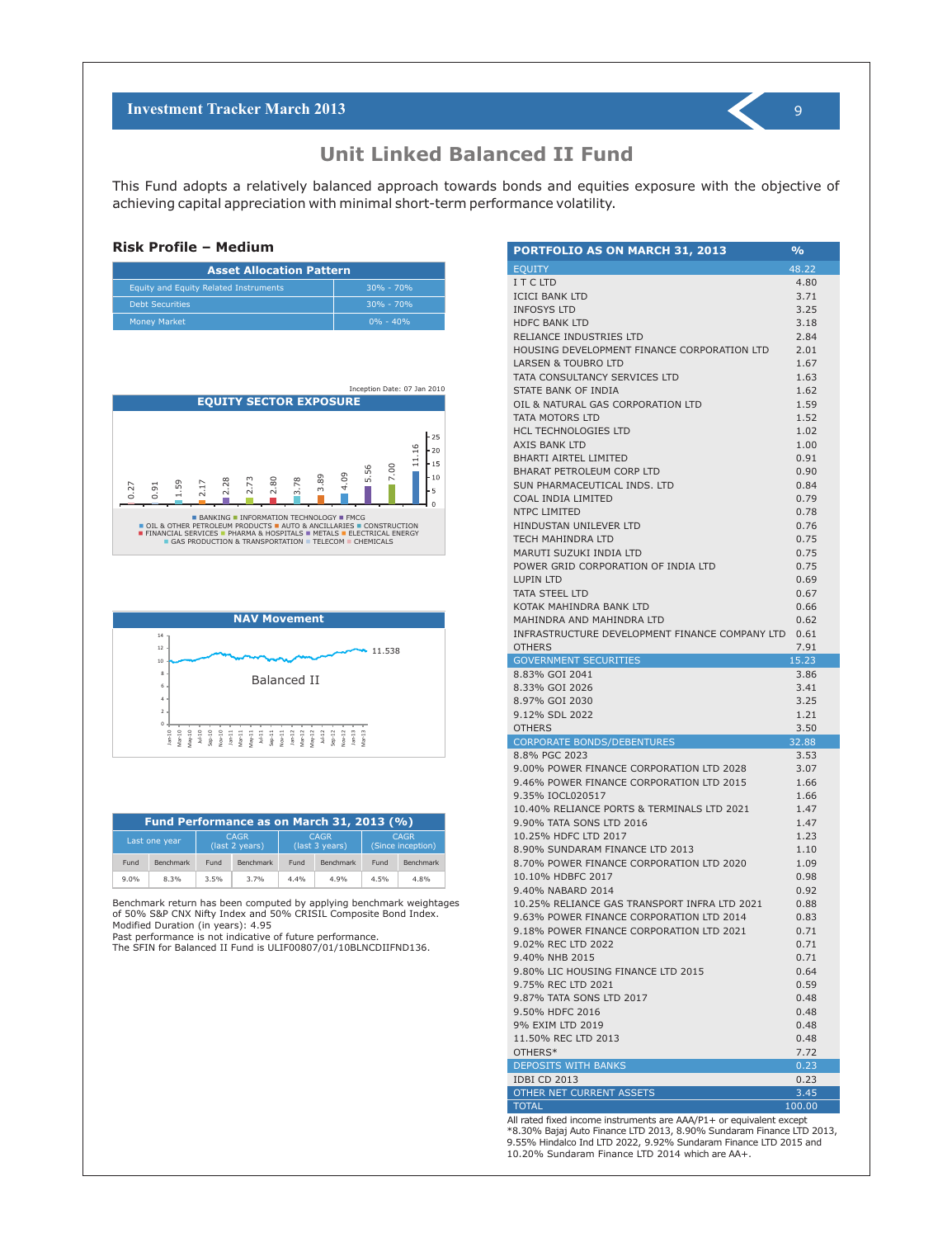# Unit Linked Balanced II Fund

This Fund adopts a relatively balanced approach towards bonds and equities exposure with the objective of achieving capital appreciation with minimal short-term performance volatility.

### Risk Profile – Medium

| Asset Allocation Pattern | |
|---|---|
| Equity and Equity Related Instruments | 30% - 70% |
| Debt Securities | 30% - 70% |
| Money Market | 0% - 40% |

Inception Date: 07 Jan 2010

**EQUITY SECTOR EXPOSURE**

0.27, 0.91, 1.59, 2.17, 2.28, 2.73, 2.80, 3.78, 3.89, 4.09, 5.56, 7.00, 11.16

BANKING, INFORMATION TECHNOLOGY, FMCG, OIL & OTHER PETROLEUM PRODUCTS, AUTO & ANCILLARIES, CONSTRUCTION, FINANCIAL SERVICES, PHARMA & HOSPITALS, METALS, ELECTRICAL ENERGY, GAS PRODUCTION & TRANSPORTATION, TELECOM, CHEMICALS

**NAV Movement**

Balanced II — 11.538

| Fund Performance as on March 31, 2013 (%) | | | | | | | |
|---|---|---|---|---|---|---|---|
| Last one year | | CAGR (last 2 years) | | CAGR (last 3 years) | | CAGR (Since inception) | |
| Fund | Benchmark | Fund | Benchmark | Fund | Benchmark | Fund | Benchmark |
| 9.0% | 8.3% | 3.5% | 3.7% | 4.4% | 4.9% | 4.5% | 4.8% |

Benchmark return has been computed by applying benchmark weightages of 50% S&P CNX Nifty Index and 50% CRISIL Composite Bond Index.
Modified Duration (in years): 4.95
Past performance is not indicative of future performance.
The SFIN for Balanced II Fund is ULIF00807/01/10BLNCDIIFND136.

| PORTFOLIO AS ON MARCH 31, 2013 | % |
|---|---|
| EQUITY | 48.22 |
| I T C LTD | 4.80 |
| ICICI BANK LTD | 3.71 |
| INFOSYS LTD | 3.25 |
| HDFC BANK LTD | 3.18 |
| RELIANCE INDUSTRIES LTD | 2.84 |
| HOUSING DEVELOPMENT FINANCE CORPORATION LTD | 2.01 |
| LARSEN & TOUBRO LTD | 1.67 |
| TATA CONSULTANCY SERVICES LTD | 1.63 |
| STATE BANK OF INDIA | 1.62 |
| OIL & NATURAL GAS CORPORATION LTD | 1.59 |
| TATA MOTORS LTD | 1.52 |
| HCL TECHNOLOGIES LTD | 1.02 |
| AXIS BANK LTD | 1.00 |
| BHARTI AIRTEL LIMITED | 0.91 |
| BHARAT PETROLEUM CORP LTD | 0.90 |
| SUN PHARMACEUTICAL INDS. LTD | 0.84 |
| COAL INDIA LIMITED | 0.79 |
| NTPC LIMITED | 0.78 |
| HINDUSTAN UNILEVER LTD | 0.76 |
| TECH MAHINDRA LTD | 0.75 |
| MARUTI SUZUKI INDIA LTD | 0.75 |
| POWER GRID CORPORATION OF INDIA LTD | 0.75 |
| LUPIN LTD | 0.69 |
| TATA STEEL LTD | 0.67 |
| KOTAK MAHINDRA BANK LTD | 0.66 |
| MAHINDRA AND MAHINDRA LTD | 0.62 |
| INFRASTRUCTURE DEVELOPMENT FINANCE COMPANY LTD | 0.61 |
| OTHERS | 7.91 |
| GOVERNMENT SECURITIES | 15.23 |
| 8.83% GOI 2041 | 3.86 |
| 8.33% GOI 2026 | 3.41 |
| 8.97% GOI 2030 | 3.25 |
| 9.12% SDL 2022 | 1.21 |
| OTHERS | 3.50 |
| CORPORATE BONDS/DEBENTURES | 32.88 |
| 8.8% PGC 2023 | 3.53 |
| 9.00% POWER FINANCE CORPORATION LTD 2028 | 3.07 |
| 9.46% POWER FINANCE CORPORATION LTD 2015 | 1.66 |
| 9.35% IOCL020517 | 1.66 |
| 10.40% RELIANCE PORTS & TERMINALS LTD 2021 | 1.47 |
| 9.90% TATA SONS LTD 2016 | 1.47 |
| 10.25% HDFC LTD 2017 | 1.23 |
| 8.90% SUNDARAM FINANCE LTD 2013 | 1.10 |
| 8.70% POWER FINANCE CORPORATION LTD 2020 | 1.09 |
| 10.10% HDBFC 2017 | 0.98 |
| 9.40% NABARD 2014 | 0.92 |
| 10.25% RELIANCE GAS TRANSPORT INFRA LTD 2021 | 0.88 |
| 9.63% POWER FINANCE CORPORATION LTD 2014 | 0.83 |
| 9.18% POWER FINANCE CORPORATION LTD 2021 | 0.71 |
| 9.02% REC LTD 2022 | 0.71 |
| 9.40% NHB 2015 | 0.71 |
| 9.80% LIC HOUSING FINANCE LTD 2015 | 0.64 |
| 9.75% REC LTD 2021 | 0.59 |
| 9.87% TATA SONS LTD 2017 | 0.48 |
| 9.50% HDFC 2016 | 0.48 |
| 9% EXIM LTD 2019 | 0.48 |
| 11.50% REC LTD 2013 | 0.48 |
| OTHERS* | 7.72 |
| DEPOSITS WITH BANKS | 0.23 |
| IDBI CD 2013 | 0.23 |
| OTHER NET CURRENT ASSETS | 3.45 |
| TOTAL | 100.00 |

All rated fixed income instruments are AAA/P1+ or equivalent except
*8.30% Bajaj Auto Finance LTD 2013, 8.90% Sundaram Finance LTD 2013, 9.55% Hindalco Ind LTD 2022, 9.92% Sundaram Finance LTD 2015 and 10.20% Sundaram Finance LTD 2014 which are AA+.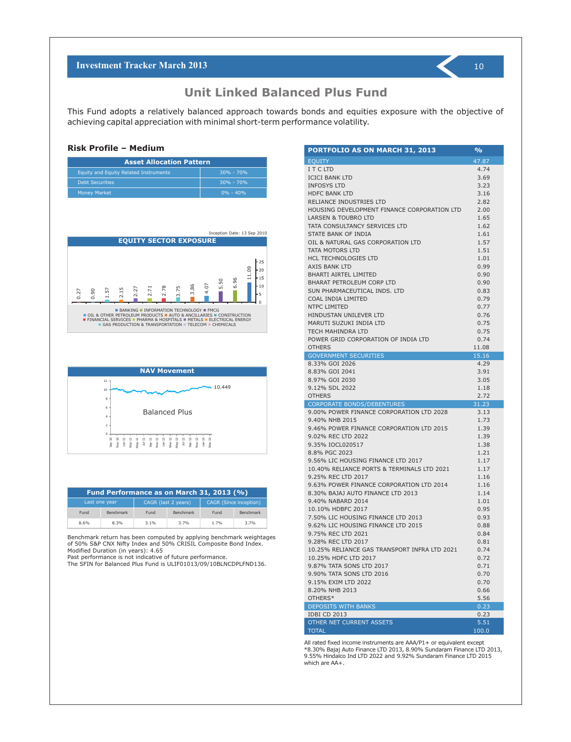# Unit Linked Balanced Plus Fund

This Fund adopts a relatively balanced approach towards bonds and equities exposure with the objective of achieving capital appreciation with minimal short-term performance volatility.

### Risk Profile – Medium

| Asset Allocation Pattern | |
|---|---|
| Equity and Equity Related Instruments | 30% - 70% |
| Debt Securities | 30% - 70% |
| Money Market | 0% - 40% |

Inception Date: 13 Sep 2010

**EQUITY SECTOR EXPOSURE**

0.27, 0.90, 1.57, 2.15, 2.27, 2.71, 2.78, 3.75, 3.86, 4.07, 5.50, 6.96, 11.09

BANKING, INFORMATION TECHNOLOGY, FMCG, OIL & OTHER PETROLEUM PRODUCTS, AUTO & ANCILLARIES, CONSTRUCTION, FINANCIAL SERVICES, PHARMA & HOSPITALS, METALS, ELECTRICAL ENERGY, GAS PRODUCTION & TRANSPORTATION, TELECOM, CHEMICALS

**NAV Movement**

Balanced Plus — 10.449

| Fund Performance as on March 31, 2013 (%) | | | | | |
|---|---|---|---|---|---|
| Last one year | | CAGR (last 2 years) | | CAGR (Since inception) | |
| Fund | Benchmark | Fund | Benchmark | Fund | Benchmark |
| 8.6% | 8.3% | 3.1% | 3.7% | 1.7% | 3.7% |

Benchmark return has been computed by applying benchmark weightages of 50% S&P CNX Nifty Index and 50% CRISIL Composite Bond Index.
Modified Duration (in years): 4.65
Past performance is not indicative of future performance.
The SFIN for Balanced Plus Fund is ULIF01013/09/10BLNCDPLFND136.

| PORTFOLIO AS ON MARCH 31, 2013 | % |
|---|---|
| **EQUITY** | **47.87** |
| I T C LTD | 4.74 |
| ICICI BANK LTD | 3.69 |
| INFOSYS LTD | 3.23 |
| HDFC BANK LTD | 3.16 |
| RELIANCE INDUSTRIES LTD | 2.82 |
| HOUSING DEVELOPMENT FINANCE CORPORATION LTD | 2.00 |
| LARSEN & TOUBRO LTD | 1.65 |
| TATA CONSULTANCY SERVICES LTD | 1.62 |
| STATE BANK OF INDIA | 1.61 |
| OIL & NATURAL GAS CORPORATION LTD | 1.57 |
| TATA MOTORS LTD | 1.51 |
| HCL TECHNOLOGIES LTD | 1.01 |
| AXIS BANK LTD | 0.99 |
| BHARTI AIRTEL LIMITED | 0.90 |
| BHARAT PETROLEUM CORP LTD | 0.90 |
| SUN PHARMACEUTICAL INDS. LTD | 0.83 |
| COAL INDIA LIMITED | 0.79 |
| NTPC LIMITED | 0.77 |
| HINDUSTAN UNILEVER LTD | 0.76 |
| MARUTI SUZUKI INDIA LTD | 0.75 |
| TECH MAHINDRA LTD | 0.75 |
| POWER GRID CORPORATION OF INDIA LTD | 0.74 |
| OTHERS | 11.08 |
| **GOVERNMENT SECURITIES** | **15.16** |
| 8.33% GOI 2026 | 4.29 |
| 8.83% GOI 2041 | 3.91 |
| 8.97% GOI 2030 | 3.05 |
| 9.12% SDL 2022 | 1.18 |
| OTHERS | 2.72 |
| **CORPORATE BONDS/DEBENTURES** | **31.23** |
| 9.00% POWER FINANCE CORPORATION LTD 2028 | 3.13 |
| 9.40% NHB 2015 | 1.73 |
| 9.46% POWER FINANCE CORPORATION LTD 2015 | 1.39 |
| 9.02% REC LTD 2022 | 1.39 |
| 9.35% IOCL020517 | 1.38 |
| 8.8% PGC 2023 | 1.21 |
| 9.56% LIC HOUSING FINANCE LTD 2017 | 1.17 |
| 10.40% RELIANCE PORTS & TERMINALS LTD 2021 | 1.17 |
| 9.25% REC LTD 2017 | 1.16 |
| 9.63% POWER FINANCE CORPORATION LTD 2014 | 1.16 |
| 8.30% BAJAJ AUTO FINANCE LTD 2013 | 1.14 |
| 9.40% NABARD 2014 | 1.01 |
| 10.10% HDBFC 2017 | 0.95 |
| 7.50% LIC HOUSING FINANCE LTD 2013 | 0.93 |
| 9.62% LIC HOUSING FINANCE LTD 2015 | 0.88 |
| 9.75% REC LTD 2021 | 0.84 |
| 9.28% REC LTD 2017 | 0.81 |
| 10.25% RELIANCE GAS TRANSPORT INFRA LTD 2021 | 0.74 |
| 10.25% HDFC LTD 2017 | 0.72 |
| 9.87% TATA SONS LTD 2017 | 0.71 |
| 9.90% TATA SONS LTD 2016 | 0.70 |
| 9.15% EXIM LTD 2022 | 0.70 |
| 8.20% NHB 2013 | 0.66 |
| OTHERS* | 5.56 |
| **DEPOSITS WITH BANKS** | **0.23** |
| IDBI CD 2013 | 0.23 |
| **OTHER NET CURRENT ASSETS** | **5.51** |
| **TOTAL** | **100.0** |

All rated fixed income instruments are AAA/P1+ or equivalent except
*8.30% Bajaj Auto Finance LTD 2013, 8.90% Sundaram Finance LTD 2013, 9.55% Hindalco Ind LTD 2022 and 9.92% Sundaram Finance LTD 2015 which are AA+.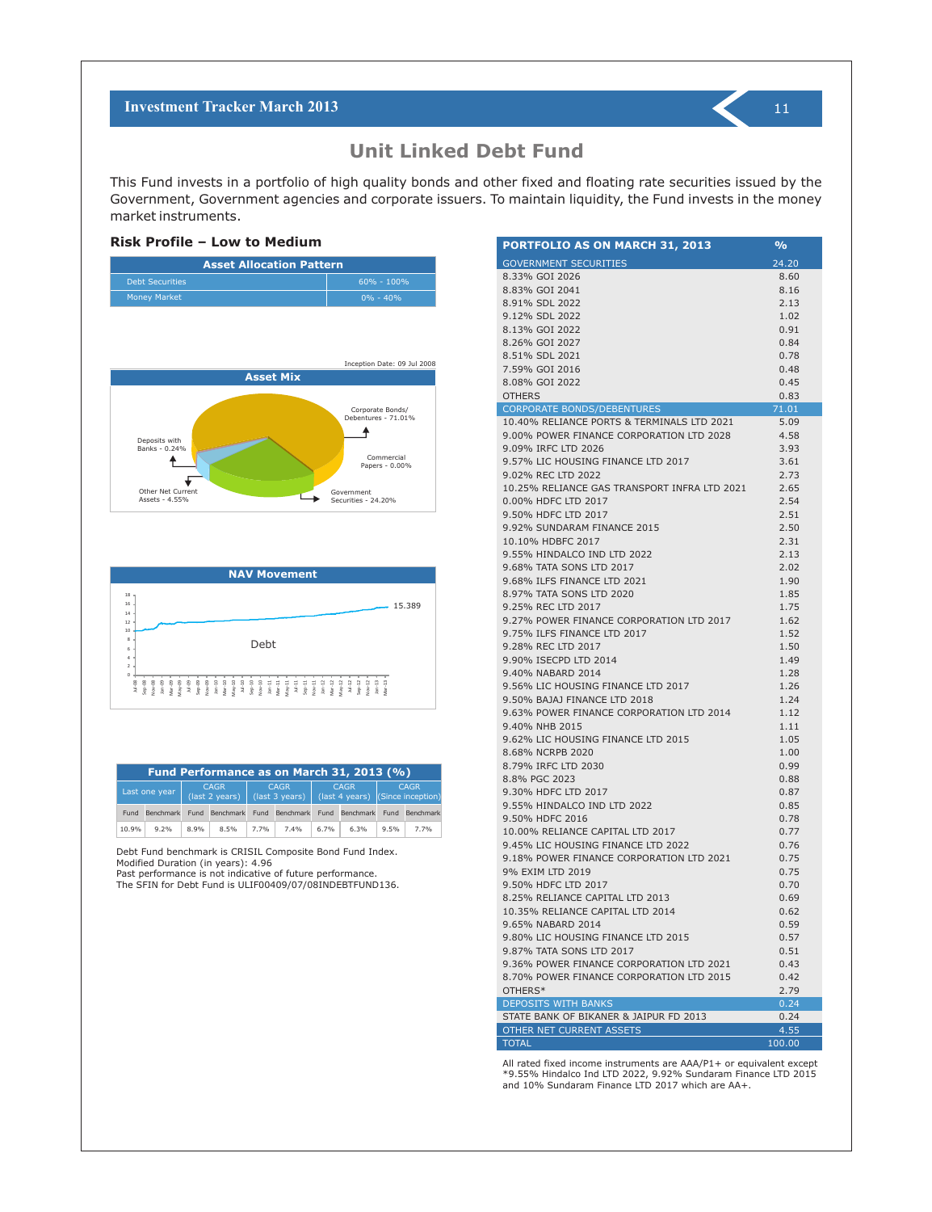# Unit Linked Debt Fund

This Fund invests in a portfolio of high quality bonds and other fixed and floating rate securities issued by the Government, Government agencies and corporate issuers. To maintain liquidity, the Fund invests in the money market instruments.

### Risk Profile – Low to Medium

| Asset Allocation Pattern | |
|---|---|
| Debt Securities | 60% - 100% |
| Money Market | 0% - 40% |

Inception Date: 09 Jul 2008

**Asset Mix**

- Corporate Bonds/ Debentures - 71.01%
- Commercial Papers - 0.00%
- Government Securities - 24.20%
- Other Net Current Assets - 4.55%
- Deposits with Banks - 0.24%

**NAV Movement**

Debt: 15.389

| Fund Performance as on March 31, 2013 (%) | | | | | | | | | |
|---|---|---|---|---|---|---|---|---|---|
| Last one year | | CAGR (last 2 years) | | CAGR (last 3 years) | | CAGR (last 4 years) | | CAGR (Since inception) | |
| Fund | Benchmark | Fund | Benchmark | Fund | Benchmark | Fund | Benchmark | Fund | Benchmark |
| 10.9% | 9.2% | 8.9% | 8.5% | 7.7% | 7.4% | 6.7% | 6.3% | 9.5% | 7.7% |

Debt Fund benchmark is CRISIL Composite Bond Fund Index.
Modified Duration (in years): 4.96
Past performance is not indicative of future performance.
The SFIN for Debt Fund is ULIF00409/07/08INDEBTFUND136.

| PORTFOLIO AS ON MARCH 31, 2013 | % |
|---|---|
| GOVERNMENT SECURITIES | 24.20 |
| 8.33% GOI 2026 | 8.60 |
| 8.83% GOI 2041 | 8.16 |
| 8.91% SDL 2022 | 2.13 |
| 9.12% SDL 2022 | 1.02 |
| 8.13% GOI 2022 | 0.91 |
| 8.26% GOI 2027 | 0.84 |
| 8.51% SDL 2021 | 0.78 |
| 7.59% GOI 2016 | 0.48 |
| 8.08% GOI 2022 | 0.45 |
| OTHERS | 0.83 |
| CORPORATE BONDS/DEBENTURES | 71.01 |
| 10.40% RELIANCE PORTS & TERMINALS LTD 2021 | 5.09 |
| 9.00% POWER FINANCE CORPORATION LTD 2028 | 4.58 |
| 9.09% IRFC LTD 2026 | 3.93 |
| 9.57% LIC HOUSING FINANCE LTD 2017 | 3.61 |
| 9.02% REC LTD 2022 | 2.73 |
| 10.25% RELIANCE GAS TRANSPORT INFRA LTD 2021 | 2.65 |
| 0.00% HDFC LTD 2017 | 2.54 |
| 9.50% HDFC LTD 2017 | 2.51 |
| 9.92% SUNDARAM FINANCE 2015 | 2.50 |
| 10.10% HDBFC 2017 | 2.31 |
| 9.55% HINDALCO IND LTD 2022 | 2.13 |
| 9.68% TATA SONS LTD 2017 | 2.02 |
| 9.68% ILFS FINANCE LTD 2021 | 1.90 |
| 8.97% TATA SONS LTD 2020 | 1.85 |
| 9.25% REC LTD 2017 | 1.75 |
| 9.27% POWER FINANCE CORPORATION LTD 2017 | 1.62 |
| 9.75% ILFS FINANCE LTD 2017 | 1.52 |
| 9.28% REC LTD 2017 | 1.50 |
| 9.90% ISECPD LTD 2014 | 1.49 |
| 9.40% NABARD 2014 | 1.28 |
| 9.56% LIC HOUSING FINANCE LTD 2017 | 1.26 |
| 9.50% BAJAJ FINANCE LTD 2018 | 1.24 |
| 9.63% POWER FINANCE CORPORATION LTD 2014 | 1.12 |
| 9.40% NHB 2015 | 1.11 |
| 9.62% LIC HOUSING FINANCE LTD 2015 | 1.05 |
| 8.68% NCRPB 2020 | 1.00 |
| 8.79% IRFC LTD 2030 | 0.99 |
| 8.8% PGC 2023 | 0.88 |
| 9.30% HDFC LTD 2017 | 0.87 |
| 9.55% HINDALCO IND LTD 2022 | 0.85 |
| 9.50% HDFC 2016 | 0.78 |
| 10.00% RELIANCE CAPITAL LTD 2017 | 0.77 |
| 9.45% LIC HOUSING FINANCE LTD 2022 | 0.76 |
| 9.18% POWER FINANCE CORPORATION LTD 2021 | 0.75 |
| 9% EXIM LTD 2019 | 0.75 |
| 9.50% HDFC LTD 2017 | 0.70 |
| 8.25% RELIANCE CAPITAL LTD 2013 | 0.69 |
| 10.35% RELIANCE CAPITAL LTD 2014 | 0.62 |
| 9.65% NABARD 2014 | 0.59 |
| 9.80% LIC HOUSING FINANCE LTD 2015 | 0.57 |
| 9.87% TATA SONS LTD 2017 | 0.51 |
| 9.36% POWER FINANCE CORPORATION LTD 2021 | 0.43 |
| 8.70% POWER FINANCE CORPORATION LTD 2015 | 0.42 |
| OTHERS* | 2.79 |
| DEPOSITS WITH BANKS | 0.24 |
| STATE BANK OF BIKANER & JAIPUR FD 2013 | 0.24 |
| OTHER NET CURRENT ASSETS | 4.55 |
| TOTAL | 100.00 |

All rated fixed income instruments are AAA/P1+ or equivalent except *9.55% Hindalco Ind LTD 2022, 9.92% Sundaram Finance LTD 2015 and 10% Sundaram Finance LTD 2017 which are AA+.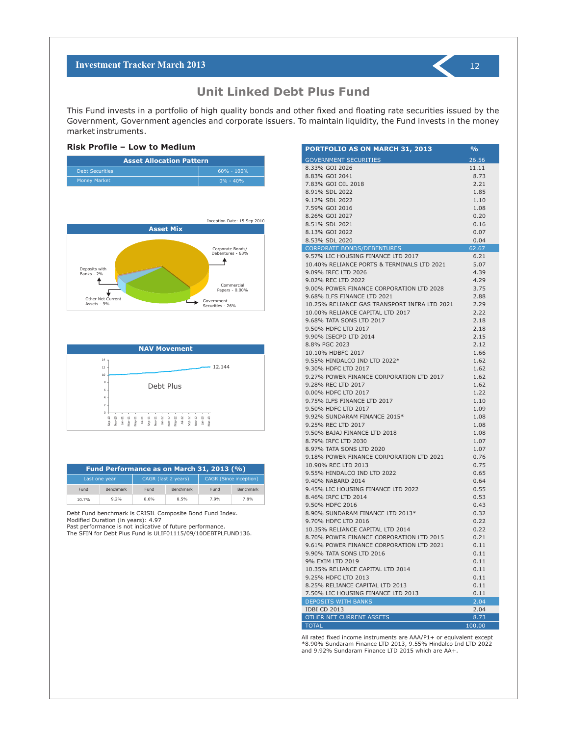# Unit Linked Debt Plus Fund

This Fund invests in a portfolio of high quality bonds and other fixed and floating rate securities issued by the Government, Government agencies and corporate issuers. To maintain liquidity, the Fund invests in the money market instruments.

### Risk Profile – Low to Medium

| Asset Allocation Pattern | |
|---|---|
| Debt Securities | 60% - 100% |
| Money Market | 0% - 40% |

Inception Date: 15 Sep 2010

**Asset Mix**

- Corporate Bonds/Debentures - 63%
- Commercial Papers - 0.00%
- Government Securities - 26%
- Other Net Current Assets - 9%
- Deposits with Banks - 2%

**NAV Movement**

Debt Plus: 12.144

| Fund Performance as on March 31, 2013 (%) | | | | | |
|---|---|---|---|---|---|
| Last one year | | CAGR (last 2 years) | | CAGR (Since inception) | |
| Fund | Benchmark | Fund | Benchmark | Fund | Benchmark |
| 10.7% | 9.2% | 8.6% | 8.5% | 7.9% | 7.8% |

Debt Fund benchmark is CRISIL Composite Bond Fund Index.
Modified Duration (in years): 4.97
Past performance is not indicative of future performance.
The SFIN for Debt Plus Fund is ULIF01115/09/10DEBTPLFUND136.

| PORTFOLIO AS ON MARCH 31, 2013 | % |
|---|---|
| GOVERNMENT SECURITIES | 26.56 |
| 8.33% GOI 2026 | 11.11 |
| 8.83% GOI 2041 | 8.73 |
| 7.83% GOI OIL 2018 | 2.21 |
| 8.91% SDL 2022 | 1.85 |
| 9.12% SDL 2022 | 1.10 |
| 7.59% GOI 2016 | 1.08 |
| 8.26% GOI 2027 | 0.20 |
| 8.51% SDL 2021 | 0.16 |
| 8.13% GOI 2022 | 0.07 |
| 8.53% SDL 2020 | 0.04 |
| CORPORATE BONDS/DEBENTURES | 62.67 |
| 9.57% LIC HOUSING FINANCE LTD 2017 | 6.21 |
| 10.40% RELIANCE PORTS & TERMINALS LTD 2021 | 5.07 |
| 9.09% IRFC LTD 2026 | 4.39 |
| 9.02% REC LTD 2022 | 4.29 |
| 9.00% POWER FINANCE CORPORATION LTD 2028 | 3.75 |
| 9.68% ILFS FINANCE LTD 2021 | 2.88 |
| 10.25% RELIANCE GAS TRANSPORT INFRA LTD 2021 | 2.29 |
| 10.00% RELIANCE CAPITAL LTD 2017 | 2.22 |
| 9.68% TATA SONS LTD 2017 | 2.18 |
| 9.50% HDFC LTD 2017 | 2.18 |
| 9.90% ISECPD LTD 2014 | 2.15 |
| 8.8% PGC 2023 | 2.12 |
| 10.10% HDBFC 2017 | 1.66 |
| 9.55% HINDALCO IND LTD 2022* | 1.62 |
| 9.30% HDFC LTD 2017 | 1.62 |
| 9.27% POWER FINANCE CORPORATION LTD 2017 | 1.62 |
| 9.28% REC LTD 2017 | 1.62 |
| 0.00% HDFC LTD 2017 | 1.22 |
| 9.75% ILFS FINANCE LTD 2017 | 1.10 |
| 9.50% HDFC LTD 2017 | 1.09 |
| 9.92% SUNDARAM FINANCE 2015* | 1.08 |
| 9.25% REC LTD 2017 | 1.08 |
| 9.50% BAJAJ FINANCE LTD 2018 | 1.08 |
| 8.79% IRFC LTD 2030 | 1.07 |
| 8.97% TATA SONS LTD 2020 | 1.07 |
| 9.18% POWER FINANCE CORPORATION LTD 2021 | 0.76 |
| 10.90% REC LTD 2013 | 0.75 |
| 9.55% HINDALCO IND LTD 2022 | 0.65 |
| 9.40% NABARD 2014 | 0.64 |
| 9.45% LIC HOUSING FINANCE LTD 2022 | 0.55 |
| 8.46% IRFC LTD 2014 | 0.53 |
| 9.50% HDFC 2016 | 0.43 |
| 8.90% SUNDARAM FINANCE LTD 2013* | 0.32 |
| 9.70% HDFC LTD 2016 | 0.22 |
| 10.35% RELIANCE CAPITAL LTD 2014 | 0.22 |
| 8.70% POWER FINANCE CORPORATION LTD 2015 | 0.21 |
| 9.61% POWER FINANCE CORPORATION LTD 2021 | 0.11 |
| 9.90% TATA SONS LTD 2016 | 0.11 |
| 9% EXIM LTD 2019 | 0.11 |
| 10.35% RELIANCE CAPITAL LTD 2014 | 0.11 |
| 9.25% HDFC LTD 2013 | 0.11 |
| 8.25% RELIANCE CAPITAL LTD 2013 | 0.11 |
| 7.50% LIC HOUSING FINANCE LTD 2013 | 0.11 |
| DEPOSITS WITH BANKS | 2.04 |
| IDBI CD 2013 | 2.04 |
| OTHER NET CURRENT ASSETS | 8.73 |
| TOTAL | 100.00 |

All rated fixed income instruments are AAA/P1+ or equivalent except *8.90% Sundaram Finance LTD 2013, 9.55% Hindalco Ind LTD 2022 and 9.92% Sundaram Finance LTD 2015 which are AA+.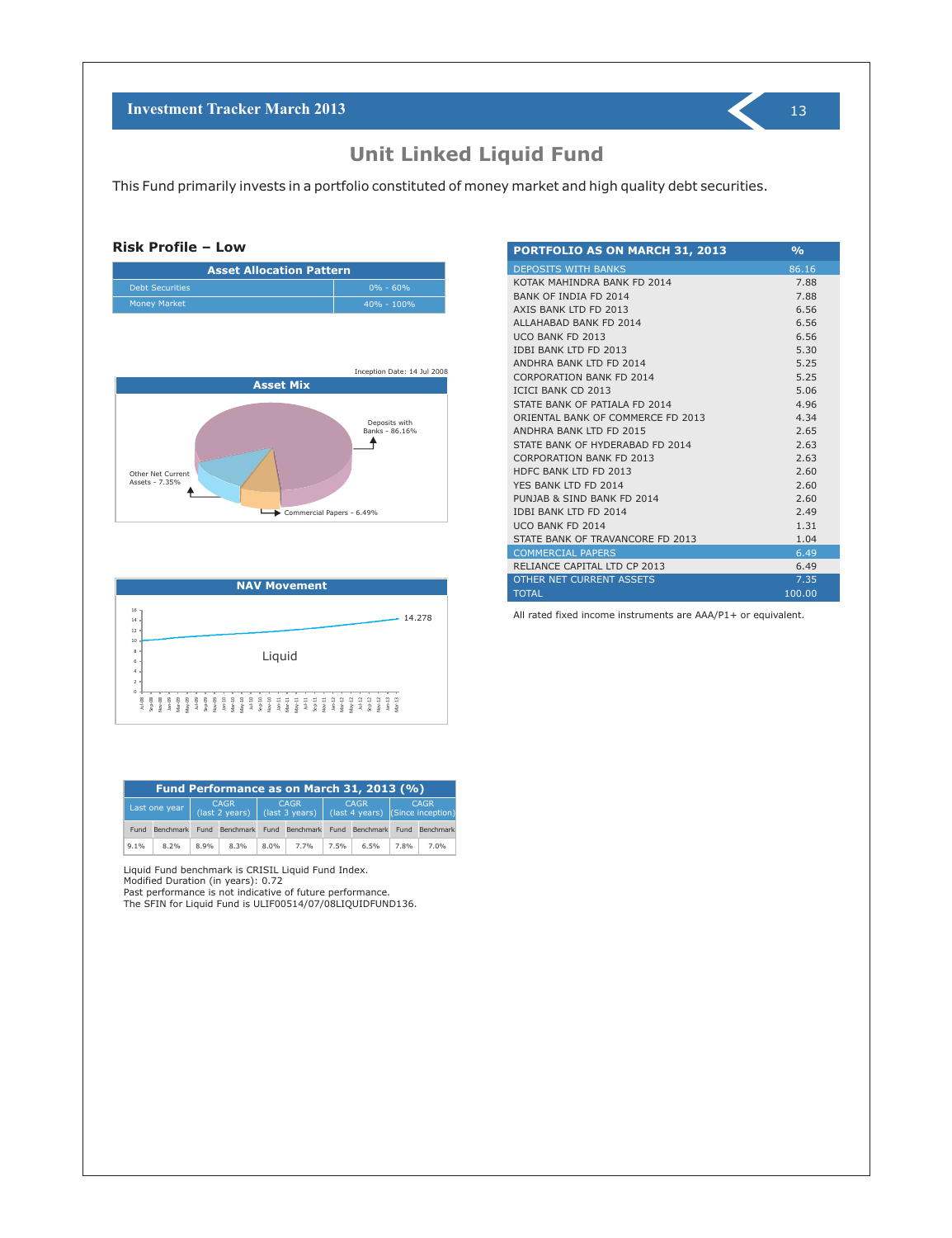# Unit Linked Liquid Fund

This Fund primarily invests in a portfolio constituted of money market and high quality debt securities.

## Risk Profile – Low

| Asset Allocation Pattern | |
|---|---|
| Debt Securities | 0% - 60% |
| Money Market | 40% - 100% |

Inception Date: 14 Jul 2008

**Asset Mix**

- Deposits with Banks - 86.16%
- Other Net Current Assets - 7.35%
- Commercial Papers - 6.49%

**NAV Movement**

Liquid: 14.278

| PORTFOLIO AS ON MARCH 31, 2013 | % |
|---|---|
| DEPOSITS WITH BANKS | 86.16 |
| KOTAK MAHINDRA BANK FD 2014 | 7.88 |
| BANK OF INDIA FD 2014 | 7.88 |
| AXIS BANK LTD FD 2013 | 6.56 |
| ALLAHABAD BANK FD 2014 | 6.56 |
| UCO BANK FD 2013 | 6.56 |
| IDBI BANK LTD FD 2013 | 5.30 |
| ANDHRA BANK LTD FD 2014 | 5.25 |
| CORPORATION BANK FD 2014 | 5.25 |
| ICICI BANK CD 2013 | 5.06 |
| STATE BANK OF PATIALA FD 2014 | 4.96 |
| ORIENTAL BANK OF COMMERCE FD 2013 | 4.34 |
| ANDHRA BANK LTD FD 2015 | 2.65 |
| STATE BANK OF HYDERABAD FD 2014 | 2.63 |
| CORPORATION BANK FD 2013 | 2.63 |
| HDFC BANK LTD FD 2013 | 2.60 |
| YES BANK LTD FD 2014 | 2.60 |
| PUNJAB & SIND BANK FD 2014 | 2.60 |
| IDBI BANK LTD FD 2014 | 2.49 |
| UCO BANK FD 2014 | 1.31 |
| STATE BANK OF TRAVANCORE FD 2013 | 1.04 |
| COMMERCIAL PAPERS | 6.49 |
| RELIANCE CAPITAL LTD CP 2013 | 6.49 |
| OTHER NET CURRENT ASSETS | 7.35 |
| TOTAL | 100.00 |

All rated fixed income instruments are AAA/P1+ or equivalent.

**Fund Performance as on March 31, 2013 (%)**

| Last one year | | CAGR (last 2 years) | | CAGR (last 3 years) | | CAGR (last 4 years) | | CAGR (Since inception) | |
|---|---|---|---|---|---|---|---|---|---|
| Fund | Benchmark | Fund | Benchmark | Fund | Benchmark | Fund | Benchmark | Fund | Benchmark |
| 9.1% | 8.2% | 8.9% | 8.3% | 8.0% | 7.7% | 7.5% | 6.5% | 7.8% | 7.0% |

Liquid Fund benchmark is CRISIL Liquid Fund Index.
Modified Duration (in years): 0.72
Past performance is not indicative of future performance.
The SFIN for Liquid Fund is ULIF00514/07/08LIQUIDFUND136.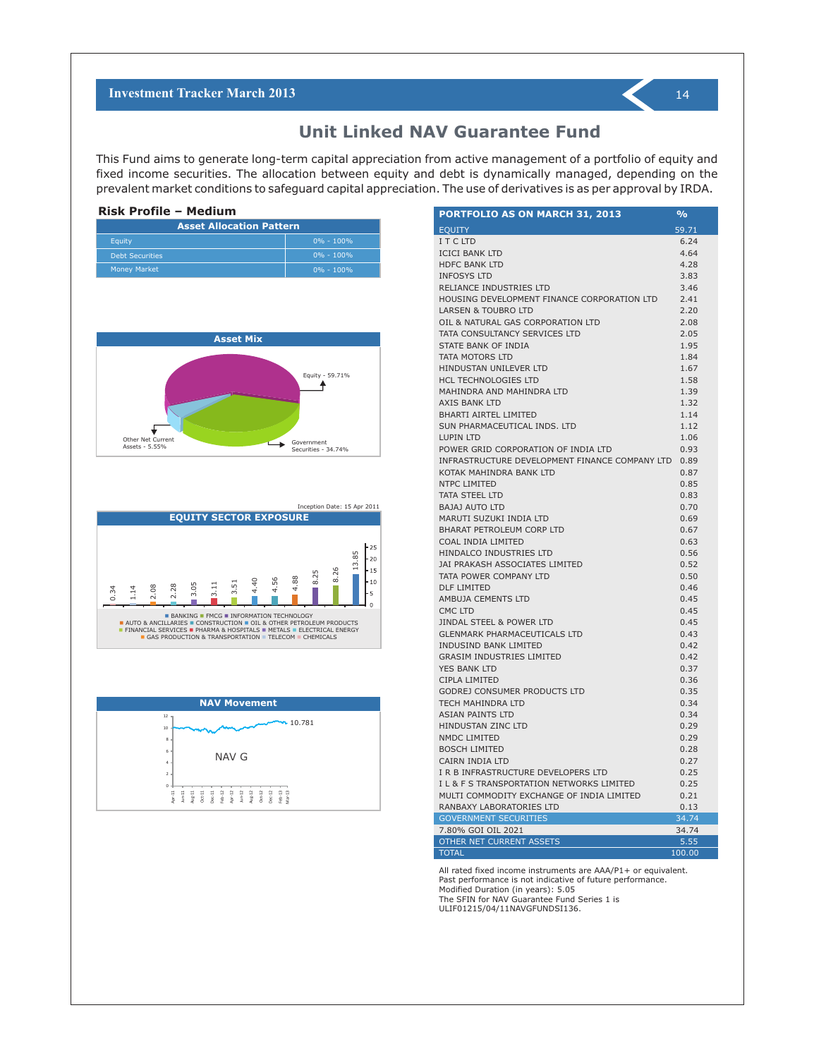# Unit Linked NAV Guarantee Fund

This Fund aims to generate long-term capital appreciation from active management of a portfolio of equity and fixed income securities. The allocation between equity and debt is dynamically managed, depending on the prevalent market conditions to safeguard capital appreciation. The use of derivatives is as per approval by IRDA.

**Risk Profile – Medium**

| Asset Allocation Pattern | |
|---|---|
| Equity | 0% - 100% |
| Debt Securities | 0% - 100% |
| Money Market | 0% - 100% |

**Asset Mix**

Equity - 59.71%
Government Securities - 34.74%
Other Net Current Assets - 5.55%

Inception Date: 15 Apr 2011

**EQUITY SECTOR EXPOSURE**

0.34, 1.14, 2.08, 2.28, 3.05, 3.11, 3.51, 4.40, 4.56, 4.88, 8.25, 8.26, 13.85

BANKING, FMCG, INFORMATION TECHNOLOGY, AUTO & ANCILLARIES, CONSTRUCTION, OIL & OTHER PETROLEUM PRODUCTS, FINANCIAL SERVICES, PHARMA & HOSPITALS, METALS, ELECTRICAL ENERGY, GAS PRODUCTION & TRANSPORTATION, TELECOM, CHEMICALS

**NAV Movement**

NAV G — 10.781

| PORTFOLIO AS ON MARCH 31, 2013 | % |
|---|---|
| EQUITY | 59.71 |
| I T C LTD | 6.24 |
| ICICI BANK LTD | 4.64 |
| HDFC BANK LTD | 4.28 |
| INFOSYS LTD | 3.83 |
| RELIANCE INDUSTRIES LTD | 3.46 |
| HOUSING DEVELOPMENT FINANCE CORPORATION LTD | 2.41 |
| LARSEN & TOUBRO LTD | 2.20 |
| OIL & NATURAL GAS CORPORATION LTD | 2.08 |
| TATA CONSULTANCY SERVICES LTD | 2.05 |
| STATE BANK OF INDIA | 1.95 |
| TATA MOTORS LTD | 1.84 |
| HINDUSTAN UNILEVER LTD | 1.67 |
| HCL TECHNOLOGIES LTD | 1.58 |
| MAHINDRA AND MAHINDRA LTD | 1.39 |
| AXIS BANK LTD | 1.32 |
| BHARTI AIRTEL LIMITED | 1.14 |
| SUN PHARMACEUTICAL INDS. LTD | 1.12 |
| LUPIN LTD | 1.06 |
| POWER GRID CORPORATION OF INDIA LTD | 0.93 |
| INFRASTRUCTURE DEVELOPMENT FINANCE COMPANY LTD | 0.89 |
| KOTAK MAHINDRA BANK LTD | 0.87 |
| NTPC LIMITED | 0.85 |
| TATA STEEL LTD | 0.83 |
| BAJAJ AUTO LTD | 0.70 |
| MARUTI SUZUKI INDIA LTD | 0.69 |
| BHARAT PETROLEUM CORP LTD | 0.67 |
| COAL INDIA LIMITED | 0.63 |
| HINDALCO INDUSTRIES LTD | 0.56 |
| JAI PRAKASH ASSOCIATES LIMITED | 0.52 |
| TATA POWER COMPANY LTD | 0.50 |
| DLF LIMITED | 0.46 |
| AMBUJA CEMENTS LTD | 0.45 |
| CMC LTD | 0.45 |
| JINDAL STEEL & POWER LTD | 0.45 |
| GLENMARK PHARMACEUTICALS LTD | 0.43 |
| INDUSIND BANK LIMITED | 0.42 |
| GRASIM INDUSTRIES LIMITED | 0.42 |
| YES BANK LTD | 0.37 |
| CIPLA LIMITED | 0.36 |
| GODREJ CONSUMER PRODUCTS LTD | 0.35 |
| TECH MAHINDRA LTD | 0.34 |
| ASIAN PAINTS LTD | 0.34 |
| HINDUSTAN ZINC LTD | 0.29 |
| NMDC LIMITED | 0.29 |
| BOSCH LIMITED | 0.28 |
| CAIRN INDIA LTD | 0.27 |
| I R B INFRASTRUCTURE DEVELOPERS LTD | 0.25 |
| I L & F S TRANSPORTATION NETWORKS LIMITED | 0.25 |
| MULTI COMMODITY EXCHANGE OF INDIA LIMITED | 0.21 |
| RANBAXY LABORATORIES LTD | 0.13 |
| GOVERNMENT SECURITIES | 34.74 |
| 7.80% GOI OIL 2021 | 34.74 |
| OTHER NET CURRENT ASSETS | 5.55 |
| TOTAL | 100.00 |

All rated fixed income instruments are AAA/P1+ or equivalent.
Past performance is not indicative of future performance.
Modified Duration (in years): 5.05
The SFIN for NAV Guarantee Fund Series 1 is ULIF01215/04/11NAVGFUNDSI136.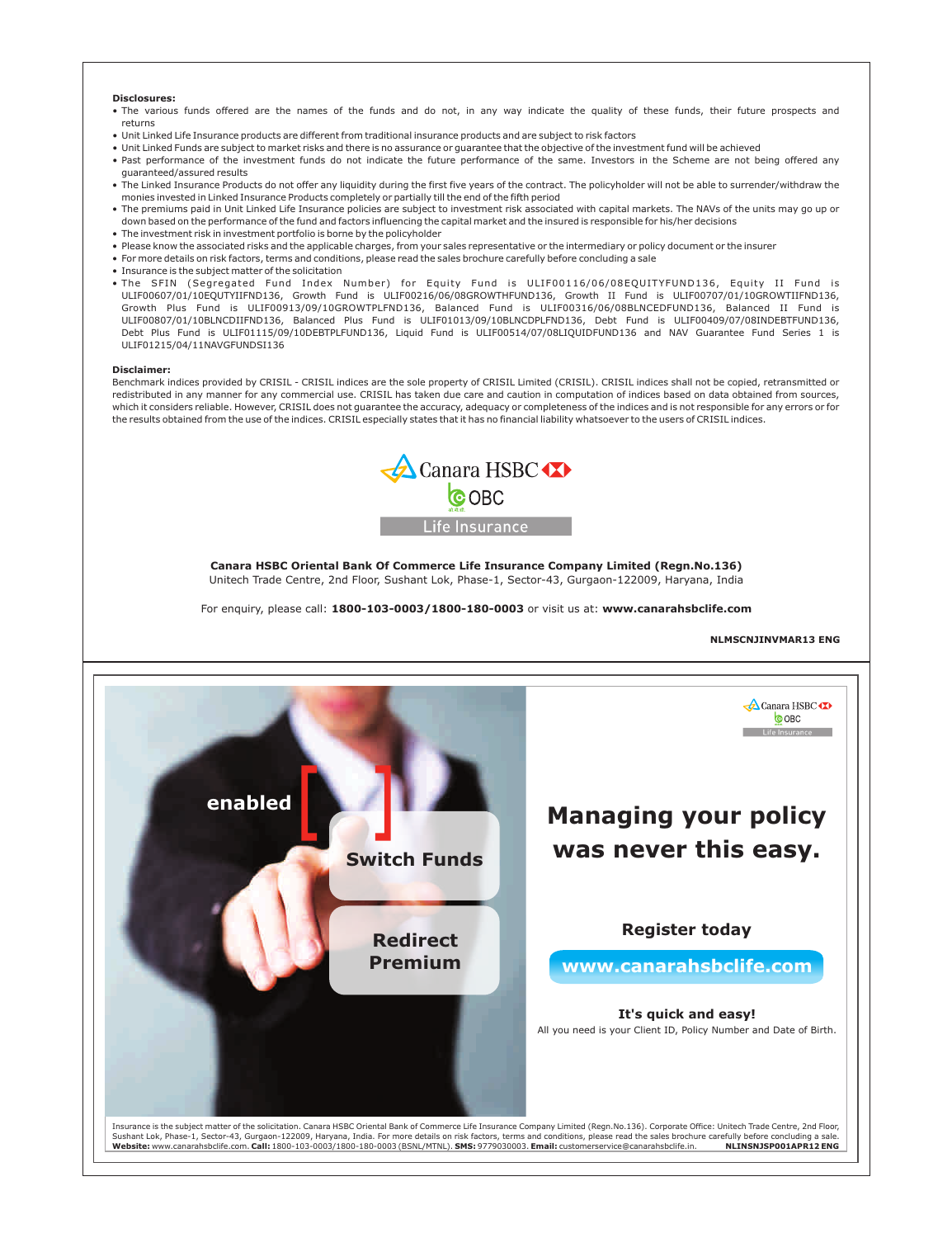**Disclosures:**

- The various funds offered are the names of the funds and do not, in any way indicate the quality of these funds, their future prospects and returns
- Unit Linked Life Insurance products are different from traditional insurance products and are subject to risk factors
- Unit Linked Funds are subject to market risks and there is no assurance or guarantee that the objective of the investment fund will be achieved
- Past performance of the investment funds do not indicate the future performance of the same. Investors in the Scheme are not being offered any guaranteed/assured results
- The Linked Insurance Products do not offer any liquidity during the first five years of the contract. The policyholder will not be able to surrender/withdraw the monies invested in Linked Insurance Products completely or partially till the end of the fifth period
- The premiums paid in Unit Linked Life Insurance policies are subject to investment risk associated with capital markets. The NAVs of the units may go up or down based on the performance of the fund and factors influencing the capital market and the insured is responsible for his/her decisions
- The investment risk in investment portfolio is borne by the policyholder
- Please know the associated risks and the applicable charges, from your sales representative or the intermediary or policy document or the insurer
- For more details on risk factors, terms and conditions, please read the sales brochure carefully before concluding a sale
- Insurance is the subject matter of the solicitation
- The SFIN (Segregated Fund Index Number) for Equity Fund is ULIF00116/06/08EQUITYFUND136, Equity II Fund is ULIF00607/01/10EQUTYIIFND136, Growth Fund is ULIF00216/06/08GROWTHFUND136, Growth II Fund is ULIF00707/01/10GROWTIIFND136, Growth Plus Fund is ULIF00913/09/10GROWTPLFND136, Balanced Fund is ULIF00316/06/08BLNCEDFUND136, Balanced II Fund is ULIF00807/01/10BLNCDIIFND136, Balanced Plus Fund is ULIF01013/09/10BLNCDPLFND136, Debt Fund is ULIF00409/07/08INDEBTFUND136, Debt Plus Fund is ULIF01115/09/10DEBTPLFUND136, Liquid Fund is ULIF00514/07/08LIQUIDFUND136 and NAV Guarantee Fund Series 1 is ULIF01215/04/11NAVGFUNDSI136

**Disclaimer:**

Benchmark indices provided by CRISIL - CRISIL indices are the sole property of CRISIL Limited (CRISIL). CRISIL indices shall not be copied, retransmitted or redistributed in any manner for any commercial use. CRISIL has taken due care and caution in computation of indices based on data obtained from sources, which it considers reliable. However, CRISIL does not guarantee the accuracy, adequacy or completeness of the indices and is not responsible for any errors or for the results obtained from the use of the indices. CRISIL especially states that it has no financial liability whatsoever to the users of CRISIL indices.

Canara HSBC OBC Life Insurance

**Canara HSBC Oriental Bank Of Commerce Life Insurance Company Limited (Regn.No.136)**
Unitech Trade Centre, 2nd Floor, Sushant Lok, Phase-1, Sector-43, Gurgaon-122009, Haryana, India

For enquiry, please call: **1800-103-0003/1800-180-0003** or visit us at: **www.canarahsbclife.com**

**NLMSCNJINVMAR13 ENG**

---

Canara HSBC OBC Life Insurance

**enabled [ Switch Funds ]**

**Redirect Premium**

## Managing your policy was never this easy.

**Register today**

**www.canarahsbclife.com**

**It's quick and easy!**

All you need is your Client ID, Policy Number and Date of Birth.

Insurance is the subject matter of the solicitation. Canara HSBC Oriental Bank of Commerce Life Insurance Company Limited (Regn.No.136). Corporate Office: Unitech Trade Centre, 2nd Floor, Sushant Lok, Phase-1, Sector-43, Gurgaon-122009, Haryana, India. For more details on risk factors, terms and conditions, please read the sales brochure carefully before concluding a sale. **Website:** www.canarahsbclife.com. **Call:** 1800-103-0003/1800-180-0003 (BSNL/MTNL). **SMS:** 9779030003. **Email:** customerservice@canarahsbclife.in. **NLINSNJSP001APR12 ENG**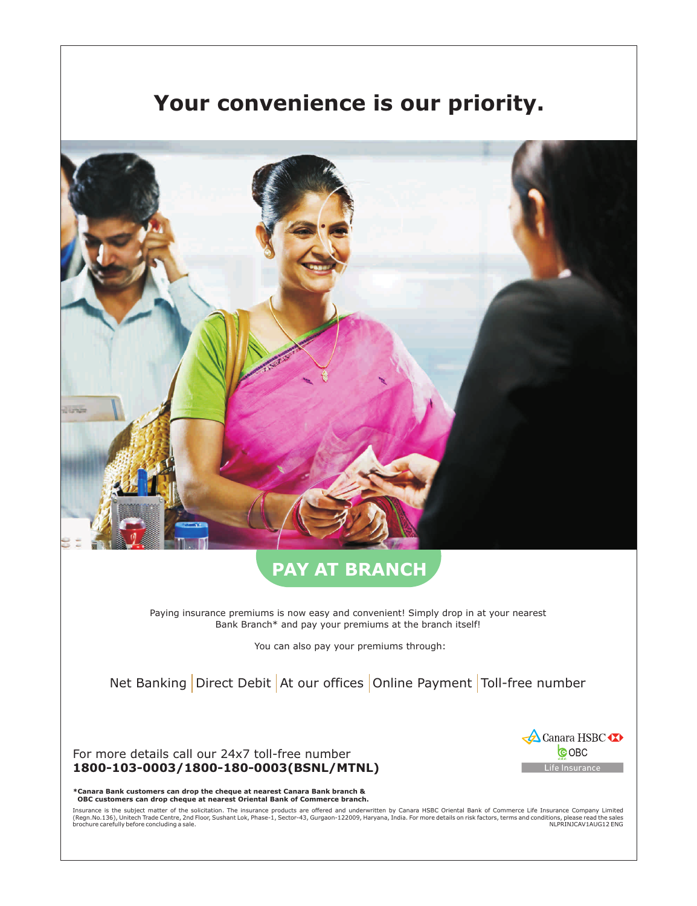# Your convenience is our priority.

## PAY AT BRANCH

Paying insurance premiums is now easy and convenient! Simply drop in at your nearest Bank Branch* and pay your premiums at the branch itself!

You can also pay your premiums through:

Net Banking | Direct Debit | At our offices | Online Payment | Toll-free number

For more details call our 24x7 toll-free number
**1800-103-0003/1800-180-0003(BSNL/MTNL)**

Canara HSBC OBC Life Insurance

***Canara Bank customers can drop the cheque at nearest Canara Bank branch & OBC customers can drop cheque at nearest Oriental Bank of Commerce branch.**

Insurance is the subject matter of the solicitation. The insurance products are offered and underwritten by Canara HSBC Oriental Bank of Commerce Life Insurance Company Limited (Regn.No.136), Unitech Trade Centre, 2nd Floor, Sushant Lok, Phase-1, Sector-43, Gurgaon-122009, Haryana, India. For more details on risk factors, terms and conditions, please read the sales brochure carefully before concluding a sale. NLPRINJCAV1AUG12 ENG